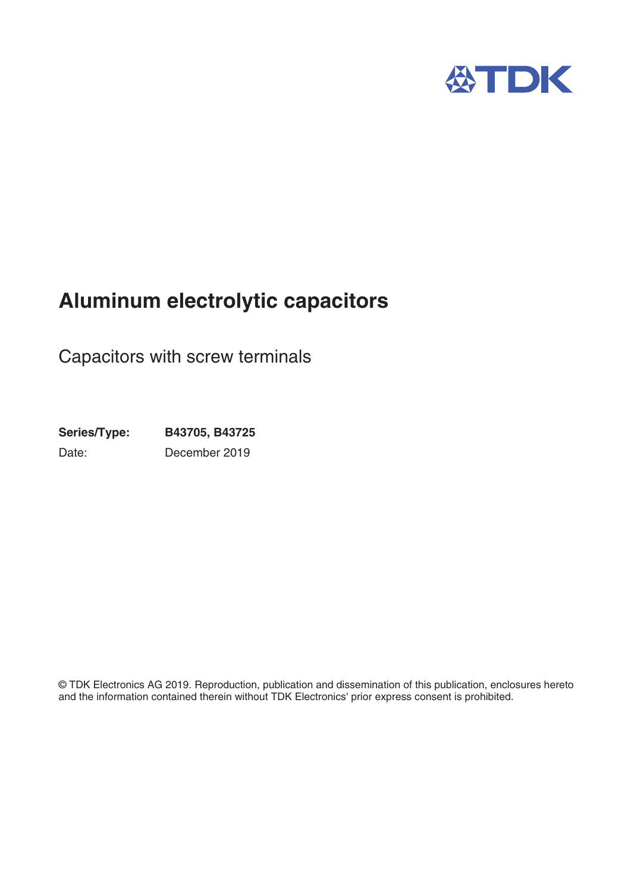# Aluminum electrolytic capacitors

Capacitors with screw terminals

**Series/Type:** **B43705, B43725**

Date: December 2019

© TDK Electronics AG 2019. Reproduction, publication and dissemination of this publication, enclosures hereto and the information contained therein without TDK Electronics' prior express consent is prohibited.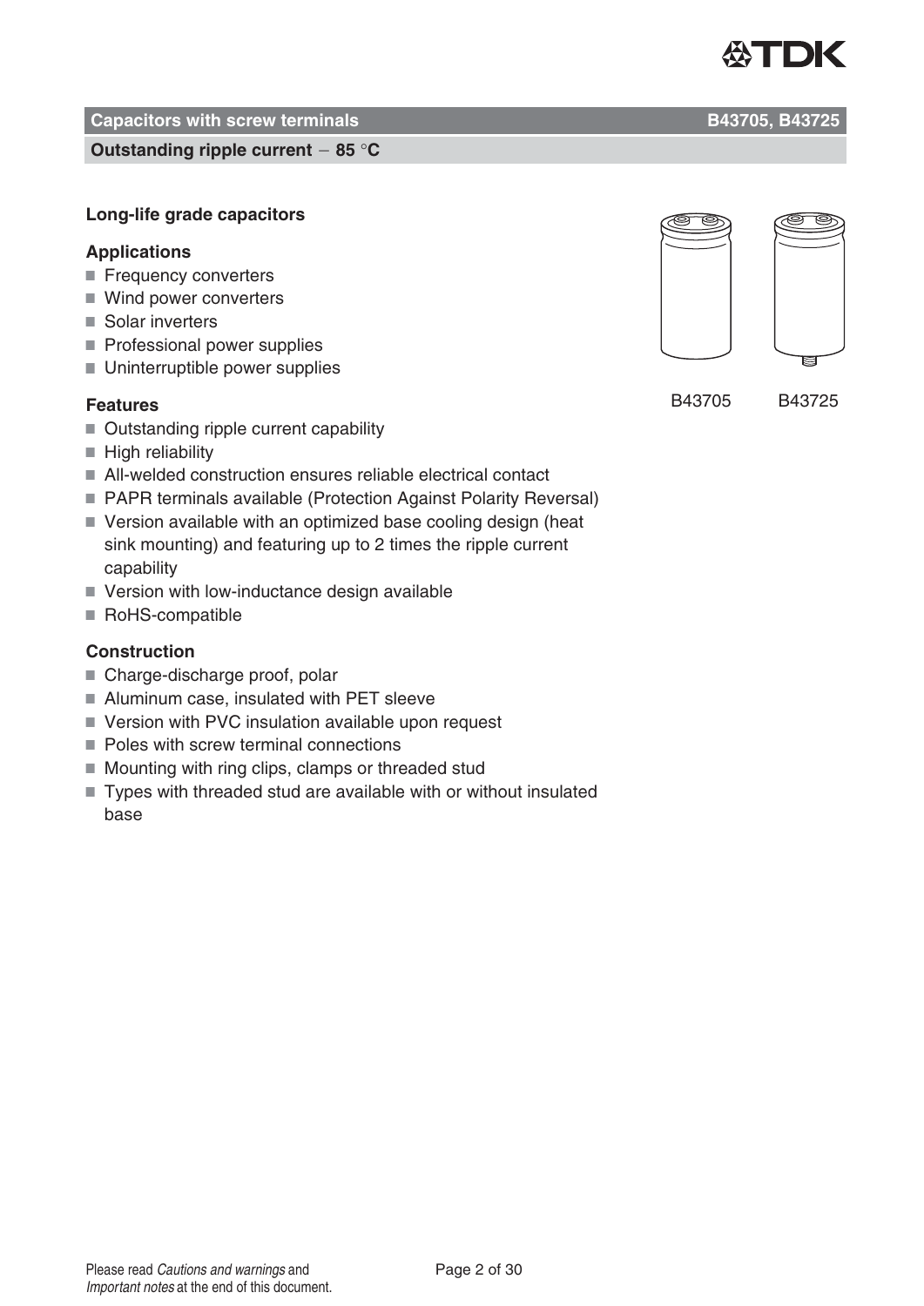## Capacitors with screw terminals — B43705, B43725

### Outstanding ripple current − 85 °C

**Long-life grade capacitors**

B43705 B43725

### Applications

- Frequency converters
- Wind power converters
- Solar inverters
- Professional power supplies
- Uninterruptible power supplies

### Features

- Outstanding ripple current capability
- High reliability
- All-welded construction ensures reliable electrical contact
- PAPR terminals available (Protection Against Polarity Reversal)
- Version available with an optimized base cooling design (heat sink mounting) and featuring up to 2 times the ripple current capability
- Version with low-inductance design available
- RoHS-compatible

### Construction

- Charge-discharge proof, polar
- Aluminum case, insulated with PET sleeve
- Version with PVC insulation available upon request
- Poles with screw terminal connections
- Mounting with ring clips, clamps or threaded stud
- Types with threaded stud are available with or without insulated base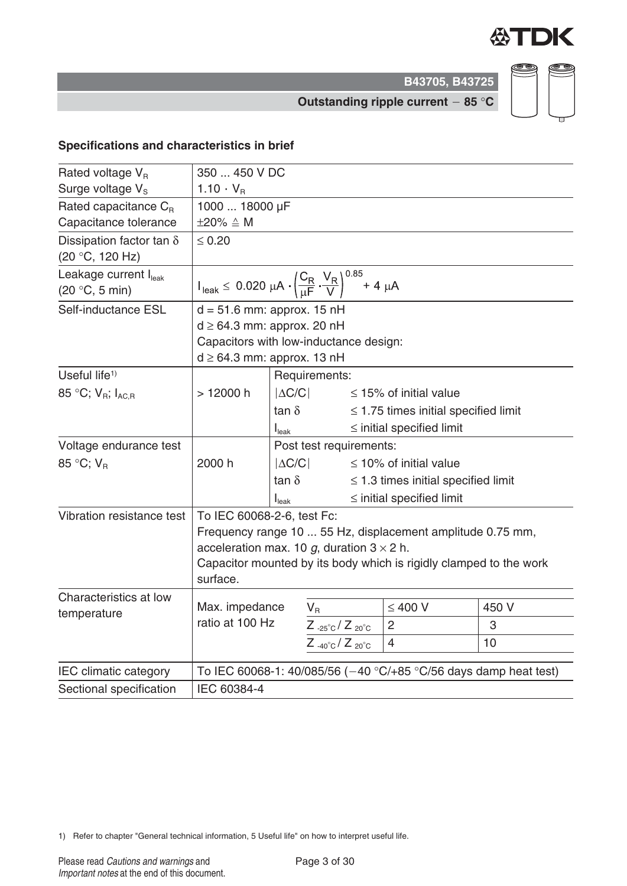## Specifications and characteristics in brief

| | | | | | |
|---|---|---|---|---|---|
| Rated voltage $V_R$ | 350 ... 450 V DC | | | | |
| Surge voltage $V_S$ | $1.10 \cdot V_R$ | | | | |
| Rated capacitance $C_R$ | 1000 ... 18000 µF | | | | |
| Capacitance tolerance | ±20% ≙ M | | | | |
| Dissipation factor tan δ (20 °C, 120 Hz) | ≤ 0.20 | | | | |
| Leakage current $I_{leak}$ (20 °C, 5 min) | $I_{leak} \leq 0.020\ \mu A \cdot \left(\frac{C_R}{\mu F} \cdot \frac{V_R}{V}\right)^{0.85} + 4\ \mu A$ | | | | |
| Self-inductance ESL | d = 51.6 mm: approx. 15 nH<br>d ≥ 64.3 mm: approx. 20 nH<br>Capacitors with low-inductance design:<br>d ≥ 64.3 mm: approx. 13 nH | | | | |
| Useful life[1] 85 °C; $V_R$; $I_{AC,R}$ | > 12000 h | Requirements: | | | |
| | | $\lvert\Delta C/C\rvert$ | ≤ 15% of initial value | | |
| | | tan δ | ≤ 1.75 times initial specified limit | | |
| | | $I_{leak}$ | ≤ initial specified limit | | |
| Voltage endurance test 85 °C; $V_R$ | 2000 h | Post test requirements: | | | |
| | | $\lvert\Delta C/C\rvert$ | ≤ 10% of initial value | | |
| | | tan δ | ≤ 1.3 times initial specified limit | | |
| | | $I_{leak}$ | ≤ initial specified limit | | |
| Vibration resistance test | To IEC 60068-2-6, test Fc:<br>Frequency range 10 ... 55 Hz, displacement amplitude 0.75 mm, acceleration max. 10 *g*, duration 3 × 2 h.<br>Capacitor mounted by its body which is rigidly clamped to the work surface. | | | | |
| Characteristics at low temperature | Max. impedance ratio at 100 Hz | | $V_R$ | ≤ 400 V | 450 V |
| | | | $Z_{-25°C} / Z_{20°C}$ | 2 | 3 |
| | | | $Z_{-40°C} / Z_{20°C}$ | 4 | 10 |
| IEC climatic category | To IEC 60068-1: 40/085/56 (−40 °C/+85 °C/56 days damp heat test) | | | | |
| Sectional specification | IEC 60384-4 | | | | |

1) Refer to chapter "General technical information, 5 Useful life" on how to interpret useful life.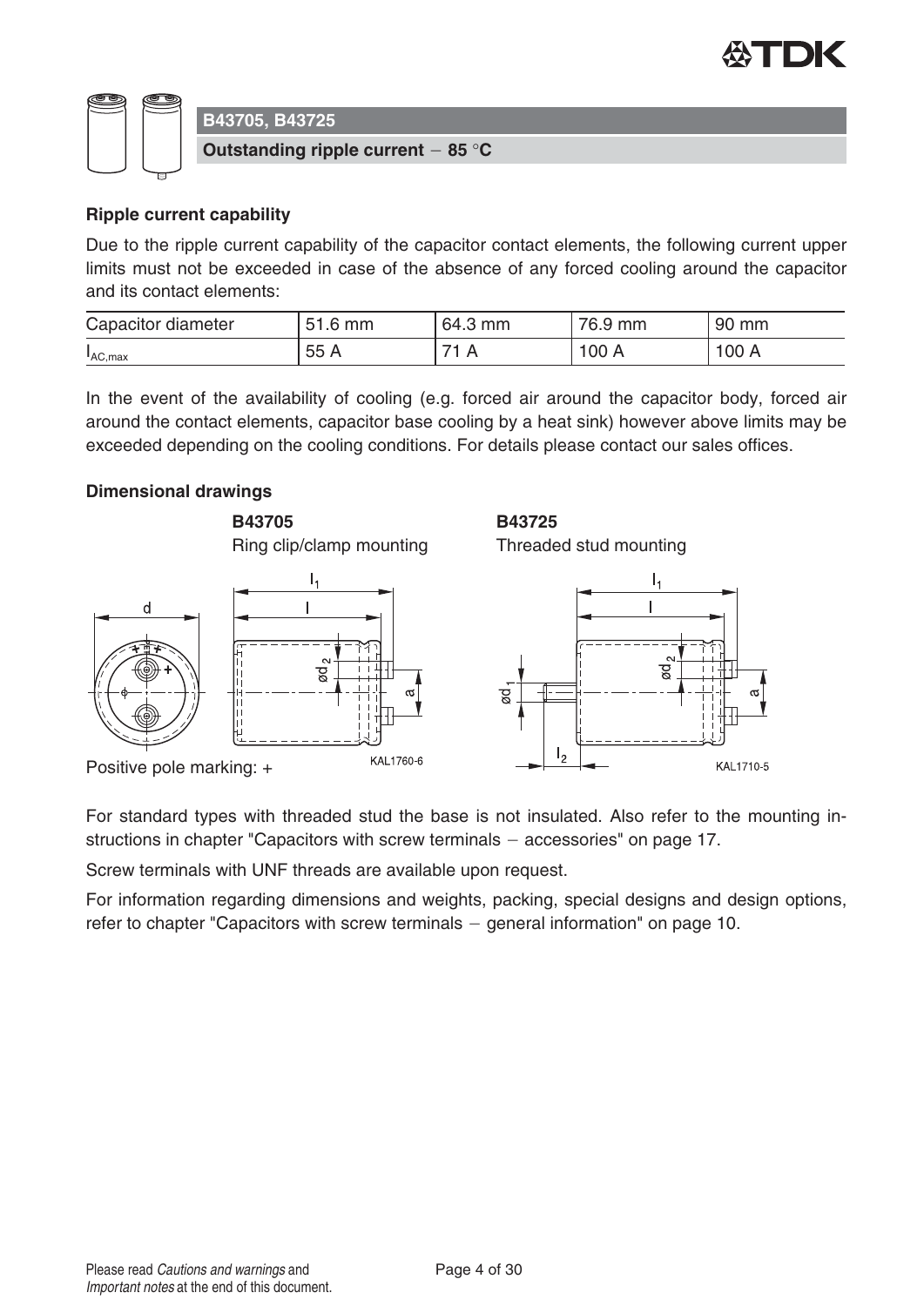## B43705, B43725

**Outstanding ripple current − 85 °C**

**Ripple current capability**

Due to the ripple current capability of the capacitor contact elements, the following current upper limits must not be exceeded in case of the absence of any forced cooling around the capacitor and its contact elements:

| Capacitor diameter | 51.6 mm | 64.3 mm | 76.9 mm | 90 mm |
|---|---|---|---|---|
| $I_{AC,max}$ | 55 A | 71 A | 100 A | 100 A |

In the event of the availability of cooling (e.g. forced air around the capacitor body, forced air around the contact elements, capacitor base cooling by a heat sink) however above limits may be exceeded depending on the cooling conditions. For details please contact our sales offices.

**Dimensional drawings**

**B43705**
Ring clip/clamp mounting

**B43725**
Threaded stud mounting

Positive pole marking: +

KAL1760-6

KAL1710-5

For standard types with threaded stud the base is not insulated. Also refer to the mounting instructions in chapter "Capacitors with screw terminals − accessories" on page 17.

Screw terminals with UNF threads are available upon request.

For information regarding dimensions and weights, packing, special designs and design options, refer to chapter "Capacitors with screw terminals − general information" on page 10.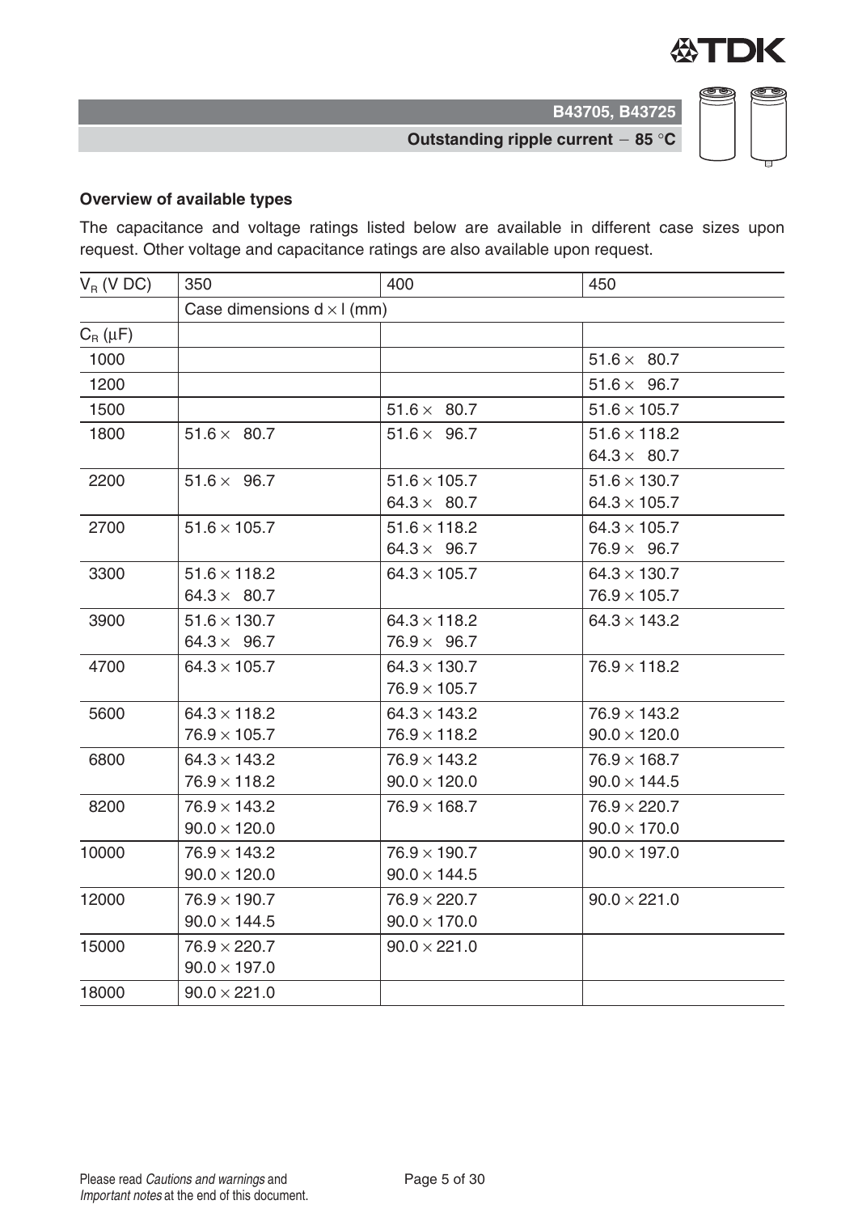### Overview of available types

The capacitance and voltage ratings listed below are available in different case sizes upon request. Other voltage and capacitance ratings are also available upon request.

| $V_R$ (V DC) | 350 | 400 | 450 |
|---|---|---|---|
| | Case dimensions d × l (mm) | | |
| $C_R$ (µF) | | | |
| 1000 | | | 51.6 × 80.7 |
| 1200 | | | 51.6 × 96.7 |
| 1500 | | 51.6 × 80.7 | 51.6 × 105.7 |
| 1800 | 51.6 × 80.7 | 51.6 × 96.7 | 51.6 × 118.2<br>64.3 × 80.7 |
| 2200 | 51.6 × 96.7 | 51.6 × 105.7<br>64.3 × 80.7 | 51.6 × 130.7<br>64.3 × 105.7 |
| 2700 | 51.6 × 105.7 | 51.6 × 118.2<br>64.3 × 96.7 | 64.3 × 105.7<br>76.9 × 96.7 |
| 3300 | 51.6 × 118.2<br>64.3 × 80.7 | 64.3 × 105.7 | 64.3 × 130.7<br>76.9 × 105.7 |
| 3900 | 51.6 × 130.7<br>64.3 × 96.7 | 64.3 × 118.2<br>76.9 × 96.7 | 64.3 × 143.2 |
| 4700 | 64.3 × 105.7 | 64.3 × 130.7<br>76.9 × 105.7 | 76.9 × 118.2 |
| 5600 | 64.3 × 118.2<br>76.9 × 105.7 | 64.3 × 143.2<br>76.9 × 118.2 | 76.9 × 143.2<br>90.0 × 120.0 |
| 6800 | 64.3 × 143.2<br>76.9 × 118.2 | 76.9 × 143.2<br>90.0 × 120.0 | 76.9 × 168.7<br>90.0 × 144.5 |
| 8200 | 76.9 × 143.2<br>90.0 × 120.0 | 76.9 × 168.7 | 76.9 × 220.7<br>90.0 × 170.0 |
| 10000 | 76.9 × 143.2<br>90.0 × 120.0 | 76.9 × 190.7<br>90.0 × 144.5 | 90.0 × 197.0 |
| 12000 | 76.9 × 190.7<br>90.0 × 144.5 | 76.9 × 220.7<br>90.0 × 170.0 | 90.0 × 221.0 |
| 15000 | 76.9 × 220.7<br>90.0 × 197.0 | 90.0 × 221.0 | |
| 18000 | 90.0 × 221.0 | | |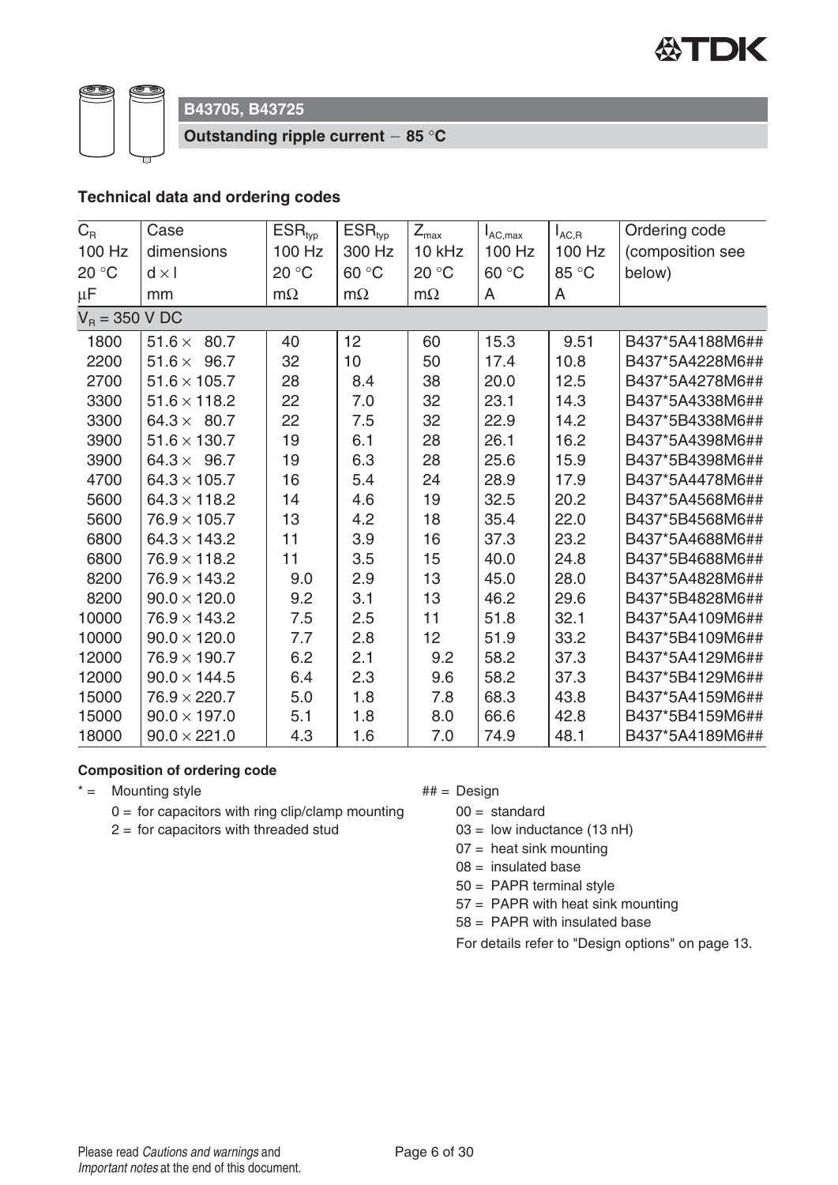## B43705, B43725

**Outstanding ripple current − 85 °C**

### Technical data and ordering codes

| $C_R$ 100 Hz 20 °C µF | Case dimensions d × l mm | $ESR_{typ}$ 100 Hz 20 °C mΩ | $ESR_{typ}$ 300 Hz 60 °C mΩ | $Z_{max}$ 10 kHz 20 °C mΩ | $I_{AC,max}$ 100 Hz 60 °C A | $I_{AC,R}$ 100 Hz 85 °C A | Ordering code (composition see below) |
|---|---|---|---|---|---|---|---|
| $V_R$ = 350 V DC | | | | | | | |
| 1800 | 51.6 × 80.7 | 40 | 12 | 60 | 15.3 | 9.51 | B437*5A4188M6## |
| 2200 | 51.6 × 96.7 | 32 | 10 | 50 | 17.4 | 10.8 | B437*5A4228M6## |
| 2700 | 51.6 × 105.7 | 28 | 8.4 | 38 | 20.0 | 12.5 | B437*5A4278M6## |
| 3300 | 51.6 × 118.2 | 22 | 7.0 | 32 | 23.1 | 14.3 | B437*5A4338M6## |
| 3300 | 64.3 × 80.7 | 22 | 7.5 | 32 | 22.9 | 14.2 | B437*5B4338M6## |
| 3900 | 51.6 × 130.7 | 19 | 6.1 | 28 | 26.1 | 16.2 | B437*5A4398M6## |
| 3900 | 64.3 × 96.7 | 19 | 6.3 | 28 | 25.6 | 15.9 | B437*5B4398M6## |
| 4700 | 64.3 × 105.7 | 16 | 5.4 | 24 | 28.9 | 17.9 | B437*5A4478M6## |
| 5600 | 64.3 × 118.2 | 14 | 4.6 | 19 | 32.5 | 20.2 | B437*5A4568M6## |
| 5600 | 76.9 × 105.7 | 13 | 4.2 | 18 | 35.4 | 22.0 | B437*5B4568M6## |
| 6800 | 64.3 × 143.2 | 11 | 3.9 | 16 | 37.3 | 23.2 | B437*5A4688M6## |
| 6800 | 76.9 × 118.2 | 11 | 3.5 | 15 | 40.0 | 24.8 | B437*5B4688M6## |
| 8200 | 76.9 × 143.2 | 9.0 | 2.9 | 13 | 45.0 | 28.0 | B437*5A4828M6## |
| 8200 | 90.0 × 120.0 | 9.2 | 3.1 | 13 | 46.2 | 29.6 | B437*5B4828M6## |
| 10000 | 76.9 × 143.2 | 7.5 | 2.5 | 11 | 51.8 | 32.1 | B437*5A4109M6## |
| 10000 | 90.0 × 120.0 | 7.7 | 2.8 | 12 | 51.9 | 33.2 | B437*5B4109M6## |
| 12000 | 76.9 × 190.7 | 6.2 | 2.1 | 9.2 | 58.2 | 37.3 | B437*5A4129M6## |
| 12000 | 90.0 × 144.5 | 6.4 | 2.3 | 9.6 | 58.2 | 37.3 | B437*5B4129M6## |
| 15000 | 76.9 × 220.7 | 5.0 | 1.8 | 7.8 | 68.3 | 43.8 | B437*5A4159M6## |
| 15000 | 90.0 × 197.0 | 5.1 | 1.8 | 8.0 | 66.6 | 42.8 | B437*5B4159M6## |
| 18000 | 90.0 × 221.0 | 4.3 | 1.6 | 7.0 | 74.9 | 48.1 | B437*5A4189M6## |

#### Composition of ordering code

\* = Mounting style
- 0 = for capacitors with ring clip/clamp mounting
- 2 = for capacitors with threaded stud

## = Design
- 00 = standard
- 03 = low inductance (13 nH)
- 07 = heat sink mounting
- 08 = insulated base
- 50 = PAPR terminal style
- 57 = PAPR with heat sink mounting
- 58 = PAPR with insulated base

For details refer to "Design options" on page 13.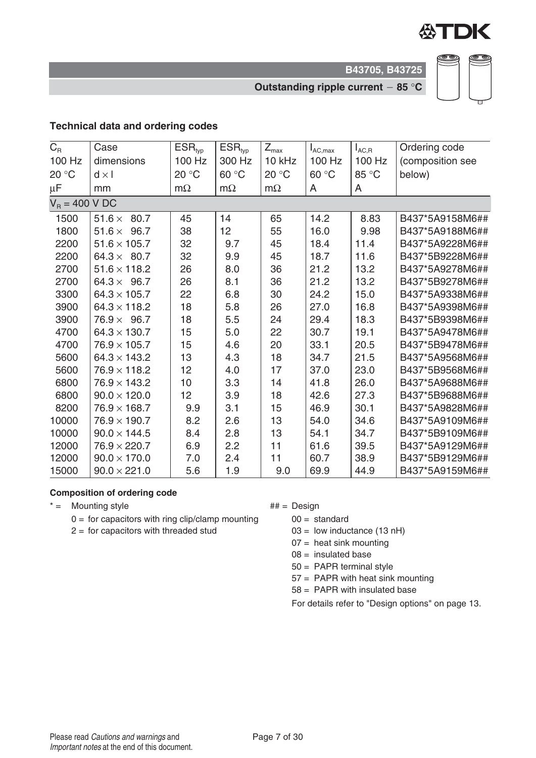## Technical data and ordering codes

| $C_R$ 100 Hz 20 °C µF | Case dimensions d × l mm | $ESR_{typ}$ 100 Hz 20 °C mΩ | $ESR_{typ}$ 300 Hz 60 °C mΩ | $Z_{max}$ 10 kHz 20 °C mΩ | $I_{AC,max}$ 100 Hz 60 °C A | $I_{AC,R}$ 100 Hz 85 °C A | Ordering code (composition see below) |
|---|---|---|---|---|---|---|---|
| $V_R$ = 400 V DC | | | | | | | |
| 1500 | 51.6 × 80.7 | 45 | 14 | 65 | 14.2 | 8.83 | B437*5A9158M6## |
| 1800 | 51.6 × 96.7 | 38 | 12 | 55 | 16.0 | 9.98 | B437*5A9188M6## |
| 2200 | 51.6 × 105.7 | 32 | 9.7 | 45 | 18.4 | 11.4 | B437*5A9228M6## |
| 2200 | 64.3 × 80.7 | 32 | 9.9 | 45 | 18.7 | 11.6 | B437*5B9228M6## |
| 2700 | 51.6 × 118.2 | 26 | 8.0 | 36 | 21.2 | 13.2 | B437*5A9278M6## |
| 2700 | 64.3 × 96.7 | 26 | 8.1 | 36 | 21.2 | 13.2 | B437*5B9278M6## |
| 3300 | 64.3 × 105.7 | 22 | 6.8 | 30 | 24.2 | 15.0 | B437*5A9338M6## |
| 3900 | 64.3 × 118.2 | 18 | 5.8 | 26 | 27.0 | 16.8 | B437*5A9398M6## |
| 3900 | 76.9 × 96.7 | 18 | 5.5 | 24 | 29.4 | 18.3 | B437*5B9398M6## |
| 4700 | 64.3 × 130.7 | 15 | 5.0 | 22 | 30.7 | 19.1 | B437*5A9478M6## |
| 4700 | 76.9 × 105.7 | 15 | 4.6 | 20 | 33.1 | 20.5 | B437*5B9478M6## |
| 5600 | 64.3 × 143.2 | 13 | 4.3 | 18 | 34.7 | 21.5 | B437*5A9568M6## |
| 5600 | 76.9 × 118.2 | 12 | 4.0 | 17 | 37.0 | 23.0 | B437*5B9568M6## |
| 6800 | 76.9 × 143.2 | 10 | 3.3 | 14 | 41.8 | 26.0 | B437*5A9688M6## |
| 6800 | 90.0 × 120.0 | 12 | 3.9 | 18 | 42.6 | 27.3 | B437*5B9688M6## |
| 8200 | 76.9 × 168.7 | 9.9 | 3.1 | 15 | 46.9 | 30.1 | B437*5A9828M6## |
| 10000 | 76.9 × 190.7 | 8.2 | 2.6 | 13 | 54.0 | 34.6 | B437*5A9109M6## |
| 10000 | 90.0 × 144.5 | 8.4 | 2.8 | 13 | 54.1 | 34.7 | B437*5B9109M6## |
| 12000 | 76.9 × 220.7 | 6.9 | 2.2 | 11 | 61.6 | 39.5 | B437*5A9129M6## |
| 12000 | 90.0 × 170.0 | 7.0 | 2.4 | 11 | 60.7 | 38.9 | B437*5B9129M6## |
| 15000 | 90.0 × 221.0 | 5.6 | 1.9 | 9.0 | 69.9 | 44.9 | B437*5A9159M6## |

**Composition of ordering code**

\* = Mounting style
- 0 = for capacitors with ring clip/clamp mounting
- 2 = for capacitors with threaded stud

## = Design
- 00 = standard
- 03 = low inductance (13 nH)
- 07 = heat sink mounting
- 08 = insulated base
- 50 = PAPR terminal style
- 57 = PAPR with heat sink mounting
- 58 = PAPR with insulated base

For details refer to "Design options" on page 13.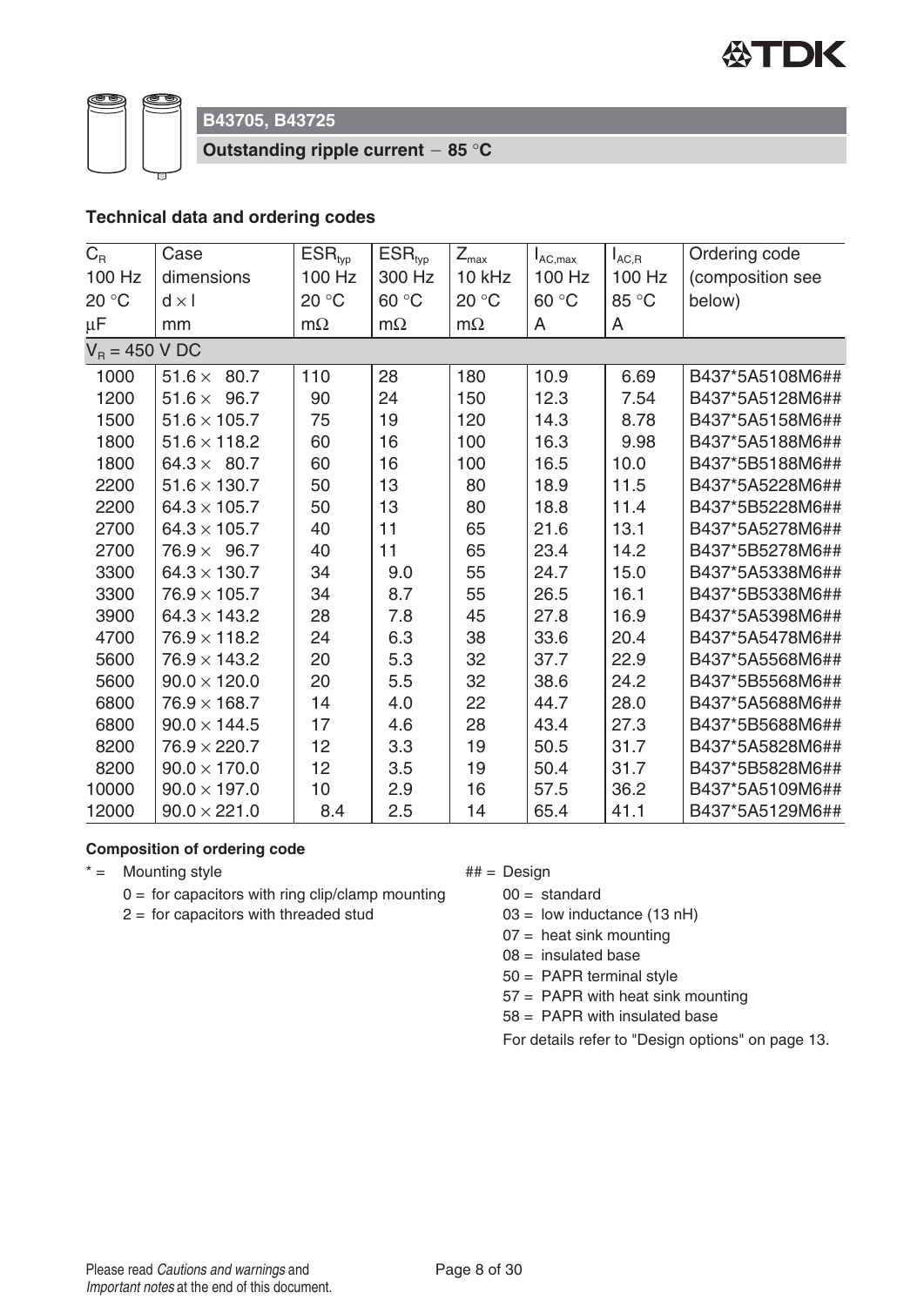## B43705, B43725

**Outstanding ripple current − 85 °C**

### Technical data and ordering codes

| $C_R$ 100 Hz 20 °C µF | Case dimensions d × l mm | $ESR_{typ}$ 100 Hz 20 °C mΩ | $ESR_{typ}$ 300 Hz 60 °C mΩ | $Z_{max}$ 10 kHz 20 °C mΩ | $I_{AC,max}$ 100 Hz 60 °C A | $I_{AC,R}$ 100 Hz 85 °C A | Ordering code (composition see below) |
|---|---|---|---|---|---|---|---|
| $V_R$ = 450 V DC | | | | | | | |
| 1000 | 51.6 × 80.7 | 110 | 28 | 180 | 10.9 | 6.69 | B437*5A5108M6## |
| 1200 | 51.6 × 96.7 | 90 | 24 | 150 | 12.3 | 7.54 | B437*5A5128M6## |
| 1500 | 51.6 × 105.7 | 75 | 19 | 120 | 14.3 | 8.78 | B437*5A5158M6## |
| 1800 | 51.6 × 118.2 | 60 | 16 | 100 | 16.3 | 9.98 | B437*5A5188M6## |
| 1800 | 64.3 × 80.7 | 60 | 16 | 100 | 16.5 | 10.0 | B437*5B5188M6## |
| 2200 | 51.6 × 130.7 | 50 | 13 | 80 | 18.9 | 11.5 | B437*5A5228M6## |
| 2200 | 64.3 × 105.7 | 50 | 13 | 80 | 18.8 | 11.4 | B437*5B5228M6## |
| 2700 | 64.3 × 105.7 | 40 | 11 | 65 | 21.6 | 13.1 | B437*5A5278M6## |
| 2700 | 76.9 × 96.7 | 40 | 11 | 65 | 23.4 | 14.2 | B437*5B5278M6## |
| 3300 | 64.3 × 130.7 | 34 | 9.0 | 55 | 24.7 | 15.0 | B437*5A5338M6## |
| 3300 | 76.9 × 105.7 | 34 | 8.7 | 55 | 26.5 | 16.1 | B437*5B5338M6## |
| 3900 | 64.3 × 143.2 | 28 | 7.8 | 45 | 27.8 | 16.9 | B437*5A5398M6## |
| 4700 | 76.9 × 118.2 | 24 | 6.3 | 38 | 33.6 | 20.4 | B437*5A5478M6## |
| 5600 | 76.9 × 143.2 | 20 | 5.3 | 32 | 37.7 | 22.9 | B437*5A5568M6## |
| 5600 | 90.0 × 120.0 | 20 | 5.5 | 32 | 38.6 | 24.2 | B437*5B5568M6## |
| 6800 | 76.9 × 168.7 | 14 | 4.0 | 22 | 44.7 | 28.0 | B437*5A5688M6## |
| 6800 | 90.0 × 144.5 | 17 | 4.6 | 28 | 43.4 | 27.3 | B437*5B5688M6## |
| 8200 | 76.9 × 220.7 | 12 | 3.3 | 19 | 50.5 | 31.7 | B437*5A5828M6## |
| 8200 | 90.0 × 170.0 | 12 | 3.5 | 19 | 50.4 | 31.7 | B437*5B5828M6## |
| 10000 | 90.0 × 197.0 | 10 | 2.9 | 16 | 57.5 | 36.2 | B437*5A5109M6## |
| 12000 | 90.0 × 221.0 | 8.4 | 2.5 | 14 | 65.4 | 41.1 | B437*5A5129M6## |

**Composition of ordering code**

\* = Mounting style
- 0 = for capacitors with ring clip/clamp mounting
- 2 = for capacitors with threaded stud

## = Design
- 00 = standard
- 03 = low inductance (13 nH)
- 07 = heat sink mounting
- 08 = insulated base
- 50 = PAPR terminal style
- 57 = PAPR with heat sink mounting
- 58 = PAPR with insulated base

For details refer to "Design options" on page 13.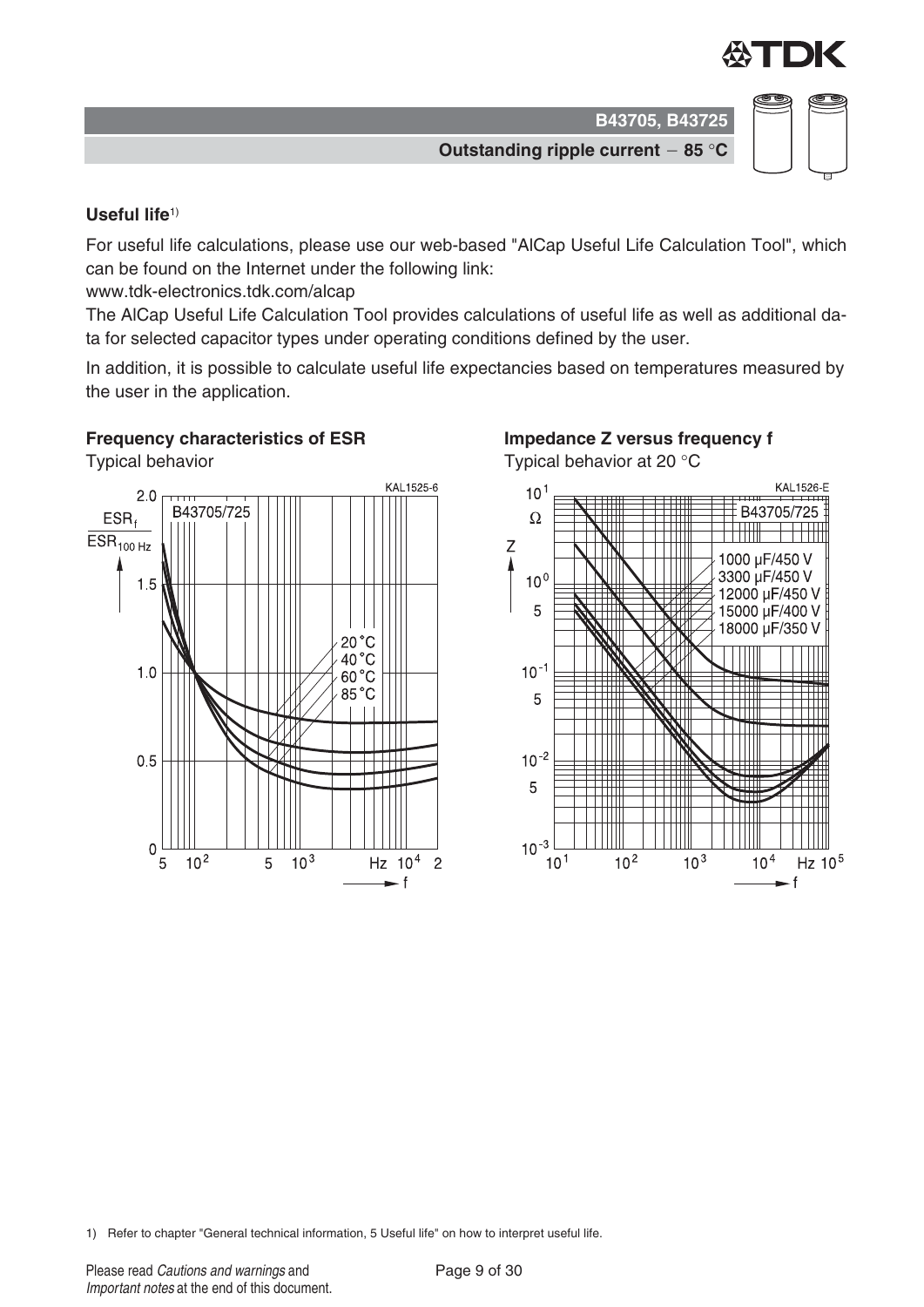### Useful life[1)]

For useful life calculations, please use our web-based "AlCap Useful Life Calculation Tool", which can be found on the Internet under the following link:
www.tdk-electronics.tdk.com/alcap
The AlCap Useful Life Calculation Tool provides calculations of useful life as well as additional data for selected capacitor types under operating conditions defined by the user.

In addition, it is possible to calculate useful life expectancies based on temperatures measured by the user in the application.

**Frequency characteristics of ESR**
Typical behavior

**Impedance Z versus frequency f**
Typical behavior at 20 °C

1) Refer to chapter "General technical information, 5 Useful life" on how to interpret useful life.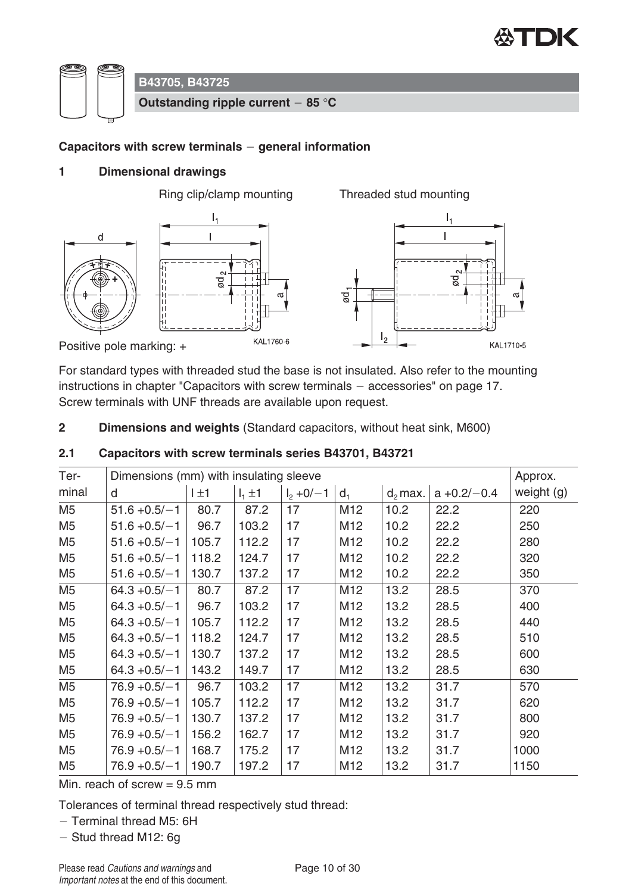**B43705, B43725**

**Outstanding ripple current − 85 °C**

**Capacitors with screw terminals − general information**

## 1 Dimensional drawings

Ring clip/clamp mounting

Threaded stud mounting

Positive pole marking: +

KAL1760-6

KAL1710-5

For standard types with threaded stud the base is not insulated. Also refer to the mounting instructions in chapter "Capacitors with screw terminals − accessories" on page 17.
Screw terminals with UNF threads are available upon request.

## 2 Dimensions and weights (Standard capacitors, without heat sink, M600)

### 2.1 Capacitors with screw terminals series B43701, B43721

| Terminal | Dimensions (mm) with insulating sleeve | | | | | | | Approx. weight (g) |
|---|---|---|---|---|---|---|---|---|
| | d | l ±1 | $l_1$ ±1 | $l_2$ +0/−1 | $d_1$ | $d_2$ max. | a +0.2/−0.4 | |
| M5 | 51.6 +0.5/−1 | 80.7 | 87.2 | 17 | M12 | 10.2 | 22.2 | 220 |
| M5 | 51.6 +0.5/−1 | 96.7 | 103.2 | 17 | M12 | 10.2 | 22.2 | 250 |
| M5 | 51.6 +0.5/−1 | 105.7 | 112.2 | 17 | M12 | 10.2 | 22.2 | 280 |
| M5 | 51.6 +0.5/−1 | 118.2 | 124.7 | 17 | M12 | 10.2 | 22.2 | 320 |
| M5 | 51.6 +0.5/−1 | 130.7 | 137.2 | 17 | M12 | 10.2 | 22.2 | 350 |
| M5 | 64.3 +0.5/−1 | 80.7 | 87.2 | 17 | M12 | 13.2 | 28.5 | 370 |
| M5 | 64.3 +0.5/−1 | 96.7 | 103.2 | 17 | M12 | 13.2 | 28.5 | 400 |
| M5 | 64.3 +0.5/−1 | 105.7 | 112.2 | 17 | M12 | 13.2 | 28.5 | 440 |
| M5 | 64.3 +0.5/−1 | 118.2 | 124.7 | 17 | M12 | 13.2 | 28.5 | 510 |
| M5 | 64.3 +0.5/−1 | 130.7 | 137.2 | 17 | M12 | 13.2 | 28.5 | 600 |
| M5 | 64.3 +0.5/−1 | 143.2 | 149.7 | 17 | M12 | 13.2 | 28.5 | 630 |
| M5 | 76.9 +0.5/−1 | 96.7 | 103.2 | 17 | M12 | 13.2 | 31.7 | 570 |
| M5 | 76.9 +0.5/−1 | 105.7 | 112.2 | 17 | M12 | 13.2 | 31.7 | 620 |
| M5 | 76.9 +0.5/−1 | 130.7 | 137.2 | 17 | M12 | 13.2 | 31.7 | 800 |
| M5 | 76.9 +0.5/−1 | 156.2 | 162.7 | 17 | M12 | 13.2 | 31.7 | 920 |
| M5 | 76.9 +0.5/−1 | 168.7 | 175.2 | 17 | M12 | 13.2 | 31.7 | 1000 |
| M5 | 76.9 +0.5/−1 | 190.7 | 197.2 | 17 | M12 | 13.2 | 31.7 | 1150 |

Min. reach of screw = 9.5 mm

Tolerances of terminal thread respectively stud thread:

- Terminal thread M5: 6H
- Stud thread M12: 6g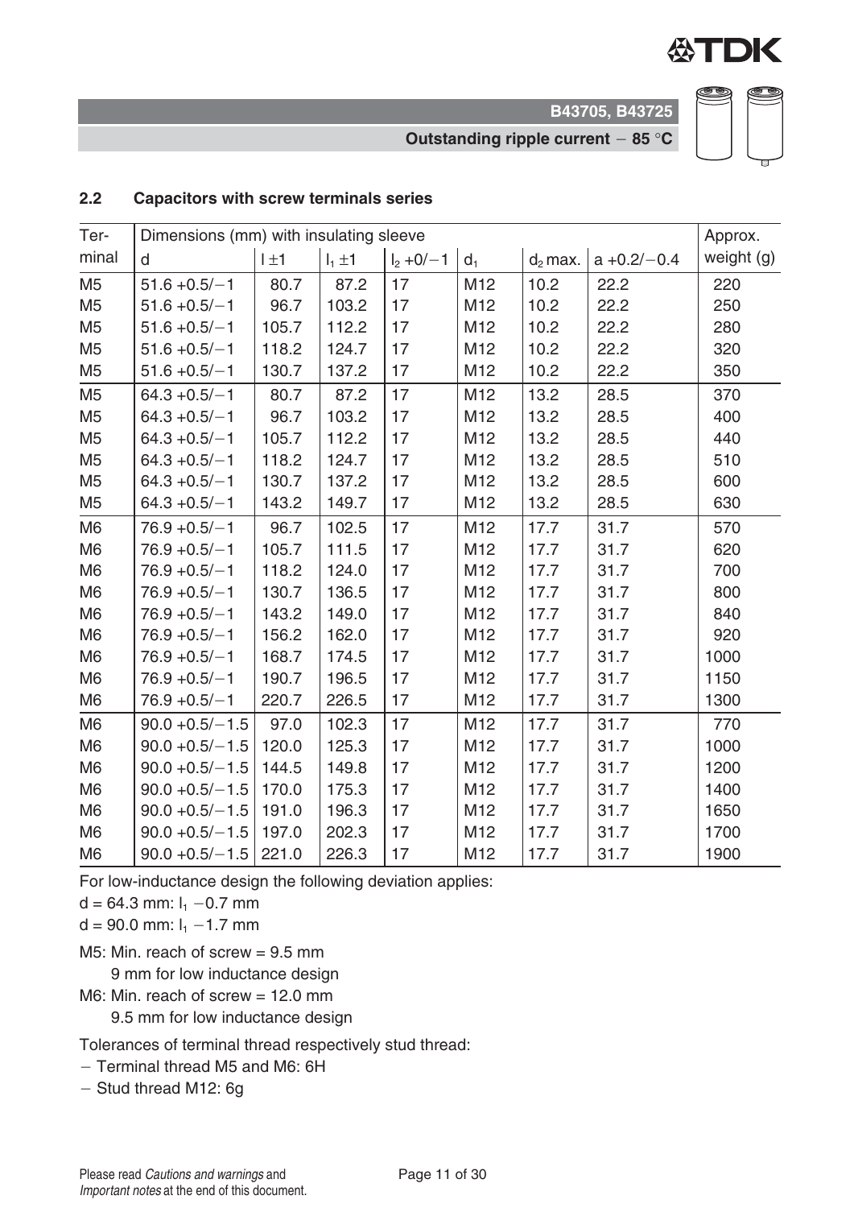## 2.2 Capacitors with screw terminals series

| Terminal | Dimensions (mm) with insulating sleeve | | | | | | | Approx. weight (g) |
|---|---|---|---|---|---|---|---|---|
| | d | l ±1 | $l_1$ ±1 | $l_2$ +0/−1 | $d_1$ | $d_2$ max. | a +0.2/−0.4 | |
| M5 | 51.6 +0.5/−1 | 80.7 | 87.2 | 17 | M12 | 10.2 | 22.2 | 220 |
| M5 | 51.6 +0.5/−1 | 96.7 | 103.2 | 17 | M12 | 10.2 | 22.2 | 250 |
| M5 | 51.6 +0.5/−1 | 105.7 | 112.2 | 17 | M12 | 10.2 | 22.2 | 280 |
| M5 | 51.6 +0.5/−1 | 118.2 | 124.7 | 17 | M12 | 10.2 | 22.2 | 320 |
| M5 | 51.6 +0.5/−1 | 130.7 | 137.2 | 17 | M12 | 10.2 | 22.2 | 350 |
| M5 | 64.3 +0.5/−1 | 80.7 | 87.2 | 17 | M12 | 13.2 | 28.5 | 370 |
| M5 | 64.3 +0.5/−1 | 96.7 | 103.2 | 17 | M12 | 13.2 | 28.5 | 400 |
| M5 | 64.3 +0.5/−1 | 105.7 | 112.2 | 17 | M12 | 13.2 | 28.5 | 440 |
| M5 | 64.3 +0.5/−1 | 118.2 | 124.7 | 17 | M12 | 13.2 | 28.5 | 510 |
| M5 | 64.3 +0.5/−1 | 130.7 | 137.2 | 17 | M12 | 13.2 | 28.5 | 600 |
| M5 | 64.3 +0.5/−1 | 143.2 | 149.7 | 17 | M12 | 13.2 | 28.5 | 630 |
| M6 | 76.9 +0.5/−1 | 96.7 | 102.5 | 17 | M12 | 17.7 | 31.7 | 570 |
| M6 | 76.9 +0.5/−1 | 105.7 | 111.5 | 17 | M12 | 17.7 | 31.7 | 620 |
| M6 | 76.9 +0.5/−1 | 118.2 | 124.0 | 17 | M12 | 17.7 | 31.7 | 700 |
| M6 | 76.9 +0.5/−1 | 130.7 | 136.5 | 17 | M12 | 17.7 | 31.7 | 800 |
| M6 | 76.9 +0.5/−1 | 143.2 | 149.0 | 17 | M12 | 17.7 | 31.7 | 840 |
| M6 | 76.9 +0.5/−1 | 156.2 | 162.0 | 17 | M12 | 17.7 | 31.7 | 920 |
| M6 | 76.9 +0.5/−1 | 168.7 | 174.5 | 17 | M12 | 17.7 | 31.7 | 1000 |
| M6 | 76.9 +0.5/−1 | 190.7 | 196.5 | 17 | M12 | 17.7 | 31.7 | 1150 |
| M6 | 76.9 +0.5/−1 | 220.7 | 226.5 | 17 | M12 | 17.7 | 31.7 | 1300 |
| M6 | 90.0 +0.5/−1.5 | 97.0 | 102.3 | 17 | M12 | 17.7 | 31.7 | 770 |
| M6 | 90.0 +0.5/−1.5 | 120.0 | 125.3 | 17 | M12 | 17.7 | 31.7 | 1000 |
| M6 | 90.0 +0.5/−1.5 | 144.5 | 149.8 | 17 | M12 | 17.7 | 31.7 | 1200 |
| M6 | 90.0 +0.5/−1.5 | 170.0 | 175.3 | 17 | M12 | 17.7 | 31.7 | 1400 |
| M6 | 90.0 +0.5/−1.5 | 191.0 | 196.3 | 17 | M12 | 17.7 | 31.7 | 1650 |
| M6 | 90.0 +0.5/−1.5 | 197.0 | 202.3 | 17 | M12 | 17.7 | 31.7 | 1700 |
| M6 | 90.0 +0.5/−1.5 | 221.0 | 226.3 | 17 | M12 | 17.7 | 31.7 | 1900 |

For low-inductance design the following deviation applies:

d = 64.3 mm: $l_1$ −0.7 mm

d = 90.0 mm: $l_1$ −1.7 mm

M5: Min. reach of screw = 9.5 mm
9 mm for low inductance design

M6: Min. reach of screw = 12.0 mm
9.5 mm for low inductance design

Tolerances of terminal thread respectively stud thread:

- Terminal thread M5 and M6: 6H
- Stud thread M12: 6g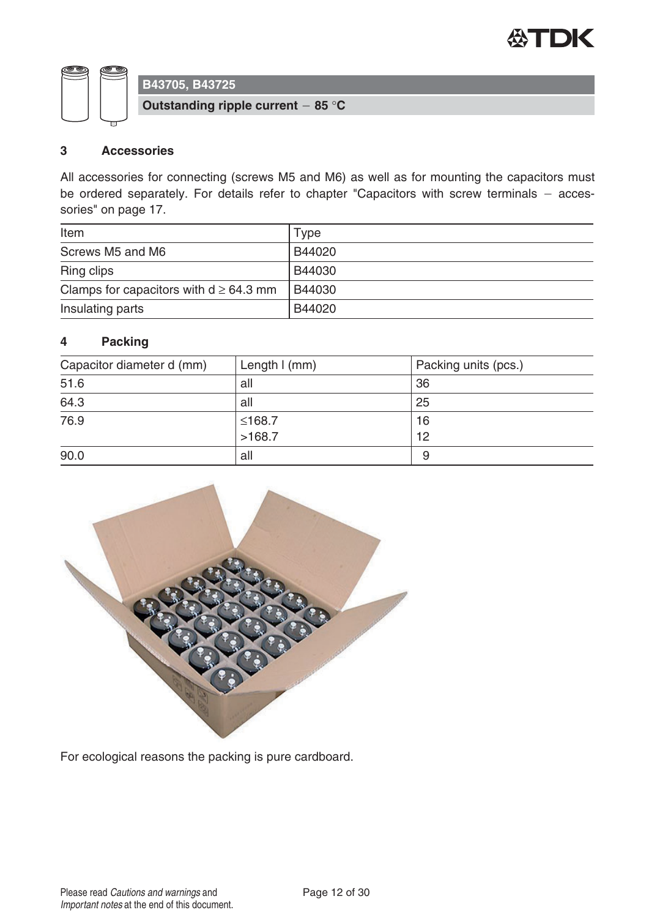## 3 Accessories

All accessories for connecting (screws M5 and M6) as well as for mounting the capacitors must be ordered separately. For details refer to chapter "Capacitors with screw terminals – accessories" on page 17.

| Item | Type |
|---|---|
| Screws M5 and M6 | B44020 |
| Ring clips | B44030 |
| Clamps for capacitors with d ≥ 64.3 mm | B44030 |
| Insulating parts | B44020 |

## 4 Packing

| Capacitor diameter d (mm) | Length l (mm) | Packing units (pcs.) |
|---|---|---|
| 51.6 | all | 36 |
| 64.3 | all | 25 |
| 76.9 | ≤168.7<br>>168.7 | 16<br>12 |
| 90.0 | all | 9 |

For ecological reasons the packing is pure cardboard.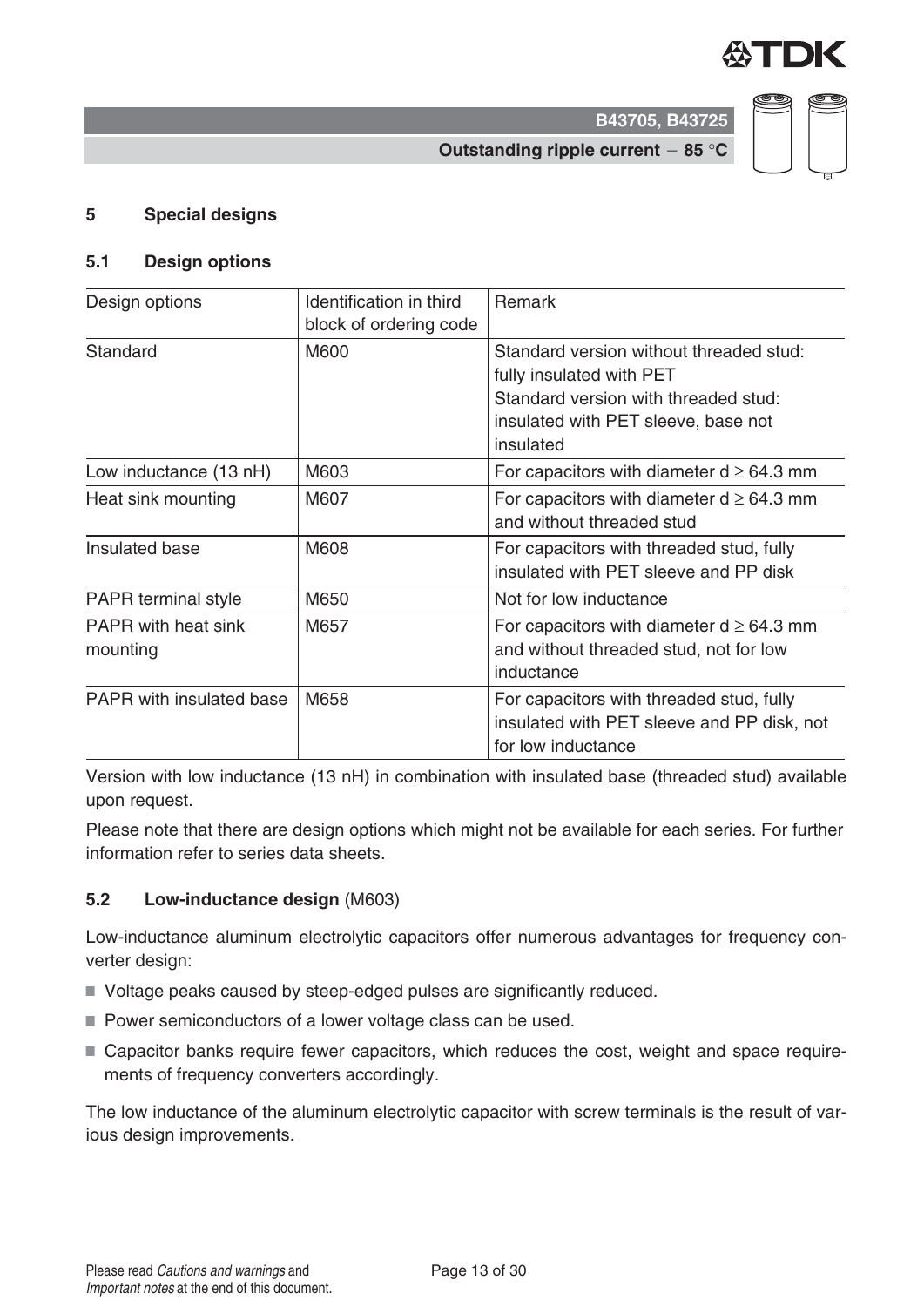## 5 Special designs

### 5.1 Design options

| Design options | Identification in third block of ordering code | Remark |
|---|---|---|
| Standard | M600 | Standard version without threaded stud: fully insulated with PET<br>Standard version with threaded stud: insulated with PET sleeve, base not insulated |
| Low inductance (13 nH) | M603 | For capacitors with diameter d ≥ 64.3 mm |
| Heat sink mounting | M607 | For capacitors with diameter d ≥ 64.3 mm and without threaded stud |
| Insulated base | M608 | For capacitors with threaded stud, fully insulated with PET sleeve and PP disk |
| PAPR terminal style | M650 | Not for low inductance |
| PAPR with heat sink mounting | M657 | For capacitors with diameter d ≥ 64.3 mm and without threaded stud, not for low inductance |
| PAPR with insulated base | M658 | For capacitors with threaded stud, fully insulated with PET sleeve and PP disk, not for low inductance |

Version with low inductance (13 nH) in combination with insulated base (threaded stud) available upon request.

Please note that there are design options which might not be available for each series. For further information refer to series data sheets.

### 5.2 Low-inductance design (M603)

Low-inductance aluminum electrolytic capacitors offer numerous advantages for frequency converter design:

- Voltage peaks caused by steep-edged pulses are significantly reduced.
- Power semiconductors of a lower voltage class can be used.
- Capacitor banks require fewer capacitors, which reduces the cost, weight and space requirements of frequency converters accordingly.

The low inductance of the aluminum electrolytic capacitor with screw terminals is the result of various design improvements.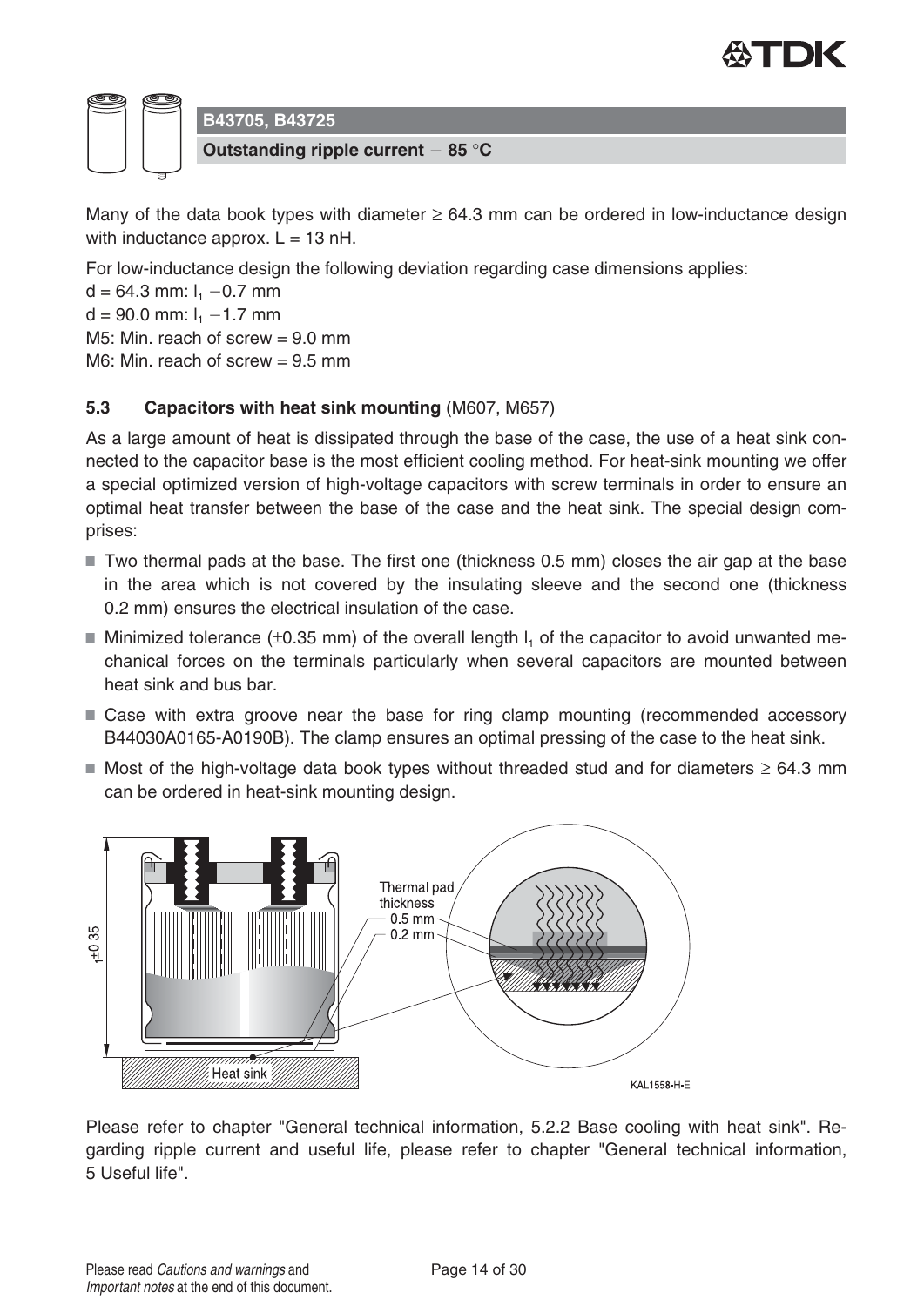Many of the data book types with diameter ≥ 64.3 mm can be ordered in low-inductance design with inductance approx. L = 13 nH.

For low-inductance design the following deviation regarding case dimensions applies:
d = 64.3 mm: $l_1$ −0.7 mm
d = 90.0 mm: $l_1$ −1.7 mm
M5: Min. reach of screw = 9.0 mm
M6: Min. reach of screw = 9.5 mm

### 5.3 Capacitors with heat sink mounting (M607, M657)

As a large amount of heat is dissipated through the base of the case, the use of a heat sink connected to the capacitor base is the most efficient cooling method. For heat-sink mounting we offer a special optimized version of high-voltage capacitors with screw terminals in order to ensure an optimal heat transfer between the base of the case and the heat sink. The special design comprises:

- Two thermal pads at the base. The first one (thickness 0.5 mm) closes the air gap at the base in the area which is not covered by the insulating sleeve and the second one (thickness 0.2 mm) ensures the electrical insulation of the case.
- Minimized tolerance (±0.35 mm) of the overall length $l_1$ of the capacitor to avoid unwanted mechanical forces on the terminals particularly when several capacitors are mounted between heat sink and bus bar.
- Case with extra groove near the base for ring clamp mounting (recommended accessory B44030A0165-A0190B). The clamp ensures an optimal pressing of the case to the heat sink.
- Most of the high-voltage data book types without threaded stud and for diameters ≥ 64.3 mm can be ordered in heat-sink mounting design.

Please refer to chapter "General technical information, 5.2.2 Base cooling with heat sink". Regarding ripple current and useful life, please refer to chapter "General technical information, 5 Useful life".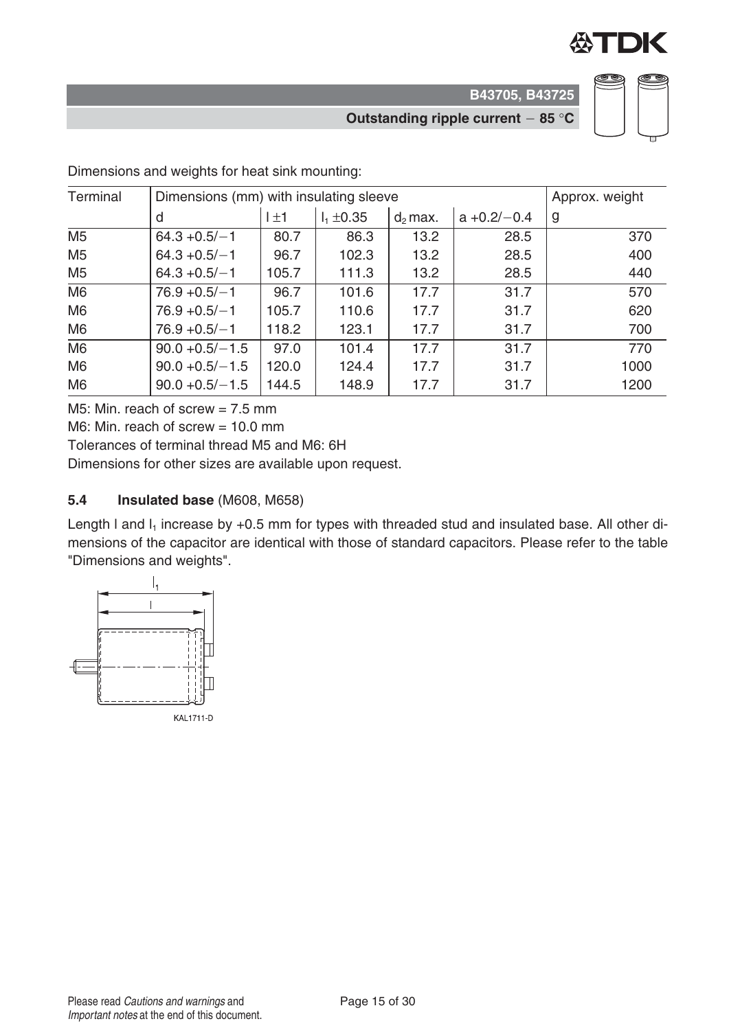Dimensions and weights for heat sink mounting:

| Terminal | Dimensions (mm) with insulating sleeve | | | | | Approx. weight |
|---|---|---|---|---|---|---|
| | d | l ±1 | $l_1$ ±0.35 | $d_2$ max. | a +0.2/−0.4 | g |
| M5 | 64.3 +0.5/−1 | 80.7 | 86.3 | 13.2 | 28.5 | 370 |
| M5 | 64.3 +0.5/−1 | 96.7 | 102.3 | 13.2 | 28.5 | 400 |
| M5 | 64.3 +0.5/−1 | 105.7 | 111.3 | 13.2 | 28.5 | 440 |
| M6 | 76.9 +0.5/−1 | 96.7 | 101.6 | 17.7 | 31.7 | 570 |
| M6 | 76.9 +0.5/−1 | 105.7 | 110.6 | 17.7 | 31.7 | 620 |
| M6 | 76.9 +0.5/−1 | 118.2 | 123.1 | 17.7 | 31.7 | 700 |
| M6 | 90.0 +0.5/−1.5 | 97.0 | 101.4 | 17.7 | 31.7 | 770 |
| M6 | 90.0 +0.5/−1.5 | 120.0 | 124.4 | 17.7 | 31.7 | 1000 |
| M6 | 90.0 +0.5/−1.5 | 144.5 | 148.9 | 17.7 | 31.7 | 1200 |

M5: Min. reach of screw = 7.5 mm

M6: Min. reach of screw = 10.0 mm

Tolerances of terminal thread M5 and M6: 6H

Dimensions for other sizes are available upon request.

### 5.4 Insulated base (M608, M658)

Length l and $l_1$ increase by +0.5 mm for types with threaded stud and insulated base. All other dimensions of the capacitor are identical with those of standard capacitors. Please refer to the table "Dimensions and weights".

KAL1711-D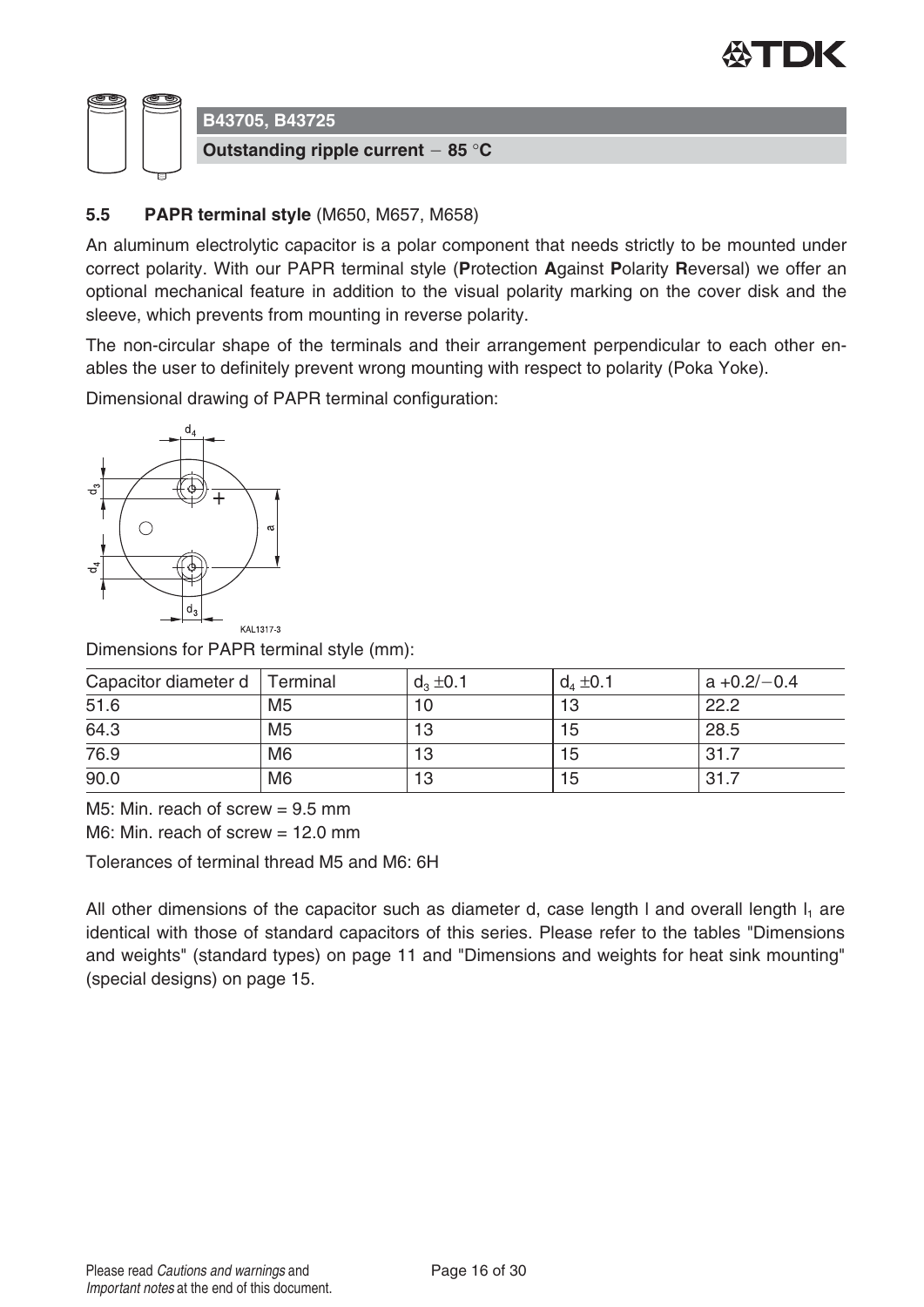## 5.5 PAPR terminal style (M650, M657, M658)

An aluminum electrolytic capacitor is a polar component that needs strictly to be mounted under correct polarity. With our PAPR terminal style (**P**rotection **A**gainst **P**olarity **R**eversal) we offer an optional mechanical feature in addition to the visual polarity marking on the cover disk and the sleeve, which prevents from mounting in reverse polarity.

The non-circular shape of the terminals and their arrangement perpendicular to each other enables the user to definitely prevent wrong mounting with respect to polarity (Poka Yoke).

Dimensional drawing of PAPR terminal configuration:

KAL1317-3

Dimensions for PAPR terminal style (mm):

| Capacitor diameter d | Terminal | $d_3$ ±0.1 | $d_4$ ±0.1 | a +0.2/−0.4 |
|---|---|---|---|---|
| 51.6 | M5 | 10 | 13 | 22.2 |
| 64.3 | M5 | 13 | 15 | 28.5 |
| 76.9 | M6 | 13 | 15 | 31.7 |
| 90.0 | M6 | 13 | 15 | 31.7 |

M5: Min. reach of screw = 9.5 mm

M6: Min. reach of screw = 12.0 mm

Tolerances of terminal thread M5 and M6: 6H

All other dimensions of the capacitor such as diameter d, case length l and overall length $l_1$ are identical with those of standard capacitors of this series. Please refer to the tables "Dimensions and weights" (standard types) on page 11 and "Dimensions and weights for heat sink mounting" (special designs) on page 15.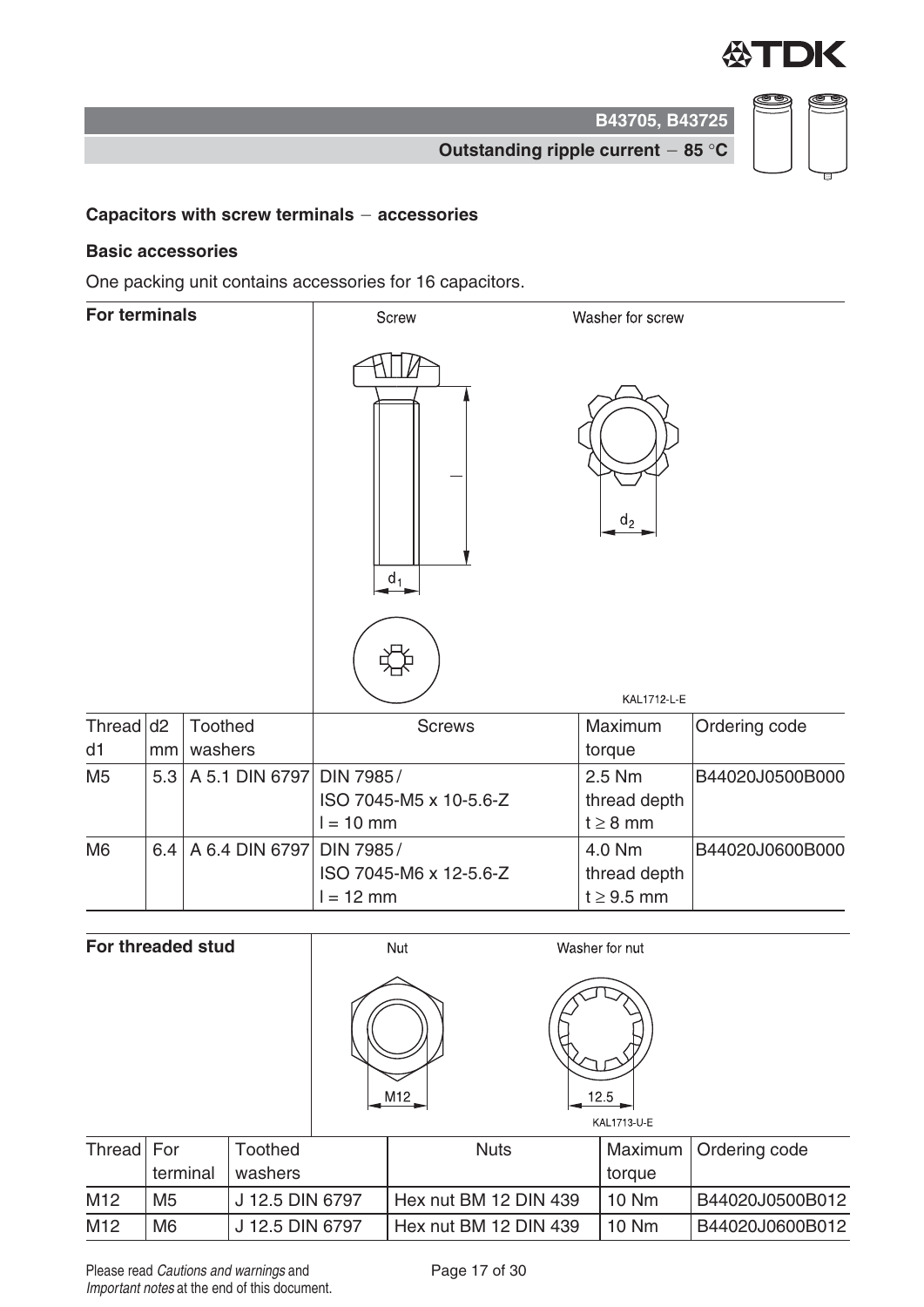## Capacitors with screw terminals − accessories

### Basic accessories

One packing unit contains accessories for 16 capacitors.

**For terminals**

| Thread d1 | d2 mm | Toothed washers | Screws | Maximum torque | Ordering code |
|---|---|---|---|---|---|
| M5 | 5.3 | A 5.1 DIN 6797 | DIN 7985 / ISO 7045-M5 x 10-5.6-Z l = 10 mm | 2.5 Nm thread depth t ≥ 8 mm | B44020J0500B000 |
| M6 | 6.4 | A 6.4 DIN 6797 | DIN 7985 / ISO 7045-M6 x 12-5.6-Z l = 12 mm | 4.0 Nm thread depth t ≥ 9.5 mm | B44020J0600B000 |

**For threaded stud**

| Thread | For terminal | Toothed washers | Nuts | Maximum torque | Ordering code |
|---|---|---|---|---|---|
| M12 | M5 | J 12.5 DIN 6797 | Hex nut BM 12 DIN 439 | 10 Nm | B44020J0500B012 |
| M12 | M6 | J 12.5 DIN 6797 | Hex nut BM 12 DIN 439 | 10 Nm | B44020J0600B012 |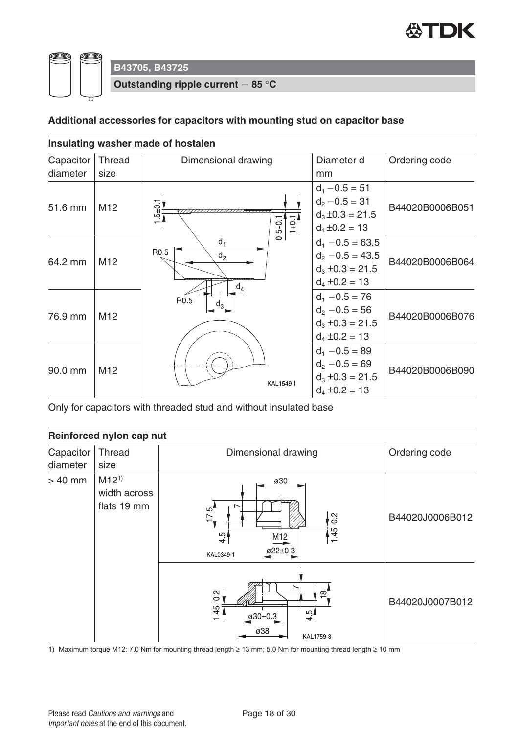## B43705, B43725

**Outstanding ripple current − 85 °C**

### Additional accessories for capacitors with mounting stud on capacitor base

**Insulating washer made of hostalen**

| Capacitor diameter | Thread size | Dimensional drawing | Diameter d mm | Ordering code |
|---|---|---|---|---|
| 51.6 mm | M12 | KAL1549-I | $d_1$ −0.5 = 51<br>$d_2$ −0.5 = 31<br>$d_3$ ±0.3 = 21.5<br>$d_4$ ±0.2 = 13 | B44020B0006B051 |
| 64.2 mm | M12 | | $d_1$ −0.5 = 63.5<br>$d_2$ −0.5 = 43.5<br>$d_3$ ±0.3 = 21.5<br>$d_4$ ±0.2 = 13 | B44020B0006B064 |
| 76.9 mm | M12 | | $d_1$ −0.5 = 76<br>$d_2$ −0.5 = 56<br>$d_3$ ±0.3 = 21.5<br>$d_4$ ±0.2 = 13 | B44020B0006B076 |
| 90.0 mm | M12 | | $d_1$ −0.5 = 89<br>$d_2$ −0.5 = 69<br>$d_3$ ±0.3 = 21.5<br>$d_4$ ±0.2 = 13 | B44020B0006B090 |

Only for capacitors with threaded stud and without insulated base

**Reinforced nylon cap nut**

| Capacitor diameter | Thread size | Dimensional drawing | Ordering code |
|---|---|---|---|
| > 40 mm | M12[1] width across flats 19 mm | KAL0349-1 | B44020J0006B012 |
| | | KAL1759-3 | B44020J0007B012 |

1) Maximum torque M12: 7.0 Nm for mounting thread length ≥ 13 mm; 5.0 Nm for mounting thread length ≥ 10 mm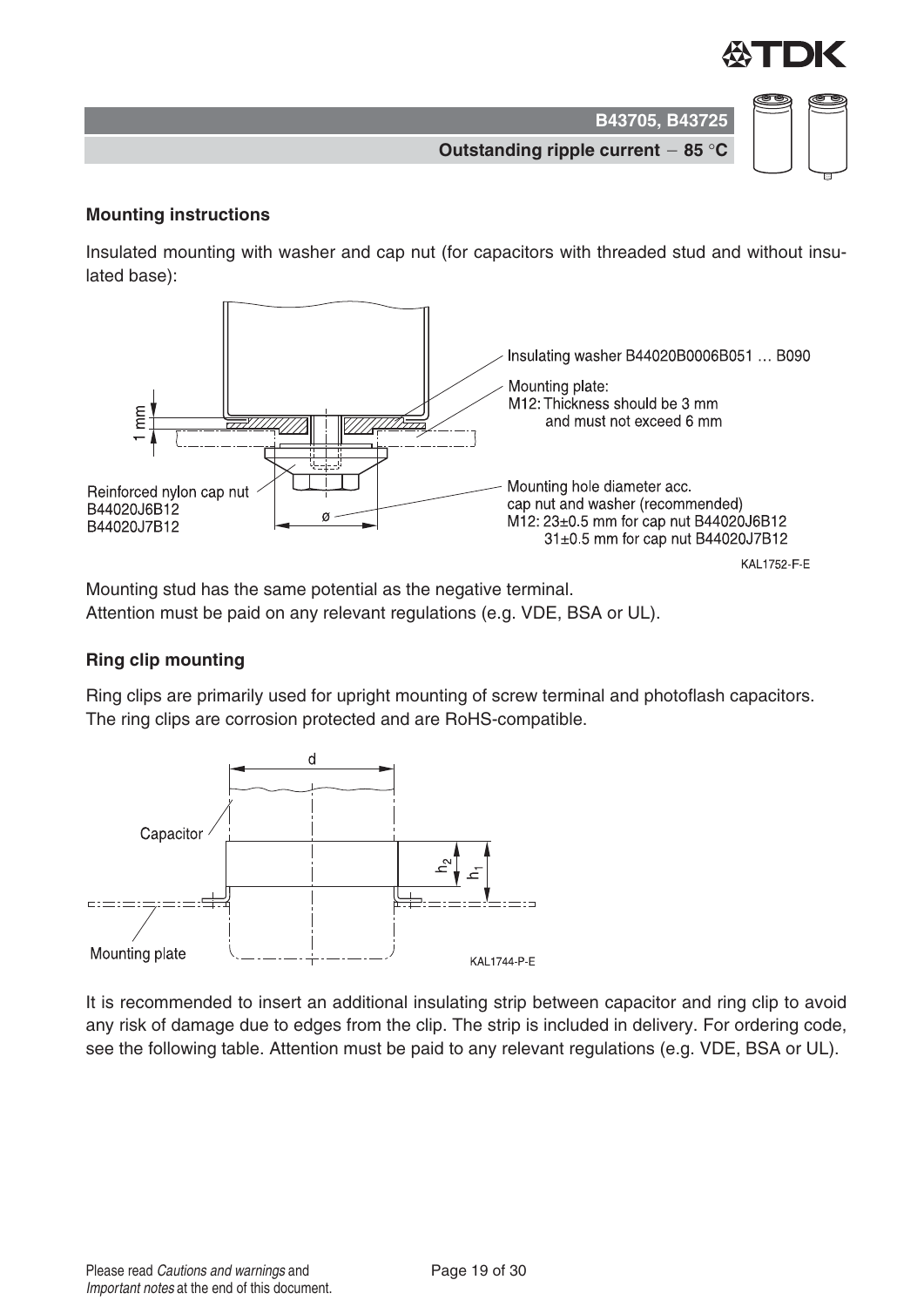## Mounting instructions

Insulated mounting with washer and cap nut (for capacitors with threaded stud and without insulated base):

Insulating washer B44020B0006B051 … B090

Mounting plate:
M12: Thickness should be 3 mm and must not exceed 6 mm

1 mm

Reinforced nylon cap nut
B44020J6B12
B44020J7B12

ø

Mounting hole diameter acc. cap nut and washer (recommended)
M12: 23±0.5 mm for cap nut B44020J6B12
31±0.5 mm for cap nut B44020J7B12

KAL1752-F-E

Mounting stud has the same potential as the negative terminal.
Attention must be paid on any relevant regulations (e.g. VDE, BSA or UL).

## Ring clip mounting

Ring clips are primarily used for upright mounting of screw terminal and photoflash capacitors.
The ring clips are corrosion protected and are RoHS-compatible.

d

Capacitor

$h_2$ $h_1$

Mounting plate

KAL1744-P-E

It is recommended to insert an additional insulating strip between capacitor and ring clip to avoid any risk of damage due to edges from the clip. The strip is included in delivery. For ordering code, see the following table. Attention must be paid to any relevant regulations (e.g. VDE, BSA or UL).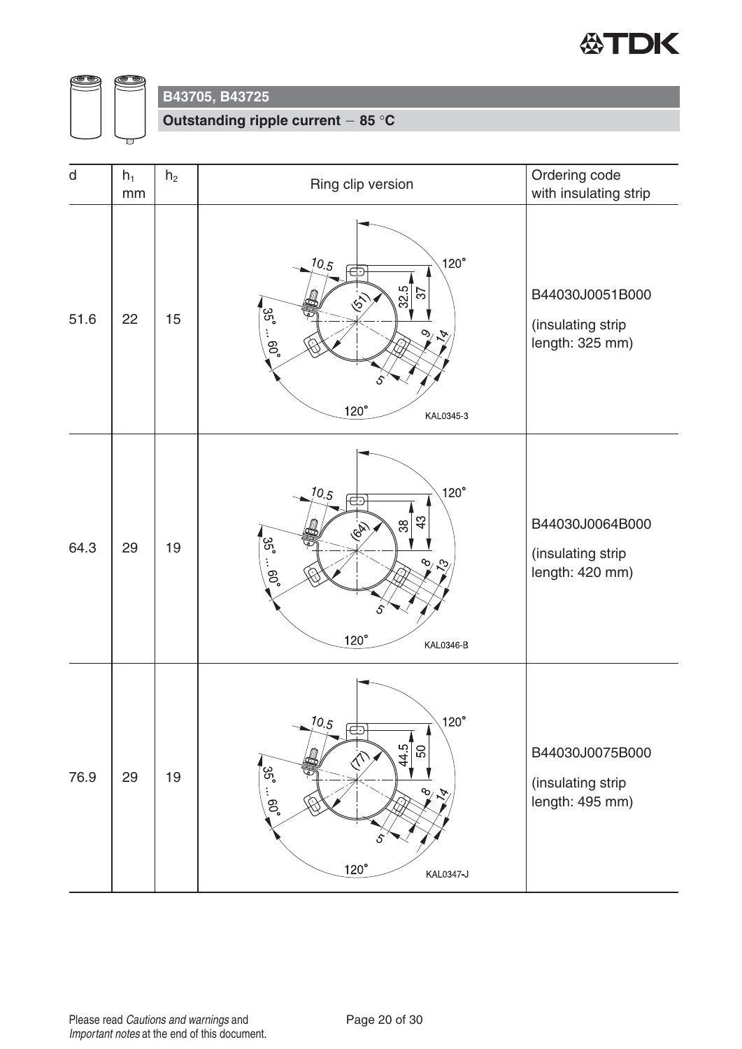## B43705, B43725

**Outstanding ripple current − 85 °C**

| d | $h_1$ mm | $h_2$ | Ring clip version | Ordering code with insulating strip |
|---|---|---|---|---|
| 51.6 | 22 | 15 | 10.5; 120°; 32.5; 37; (51); 35° ... 60°; 9; 14; 5; 120°; KAL0345-3 | B44030J0051B000 (insulating strip length: 325 mm) |
| 64.3 | 29 | 19 | 10.5; 120°; 38; 43; (64); 35° ... 60°; 8; 13; 5; 120°; KAL0346-B | B44030J0064B000 (insulating strip length: 420 mm) |
| 76.9 | 29 | 19 | 10.5; 120°; 44.5; 50; (77); 35° ... 60°; 8; 14; 5; 120°; KAL0347-J | B44030J0075B000 (insulating strip length: 495 mm) |

Please read *Cautions and warnings* and *Important notes* at the end of this document.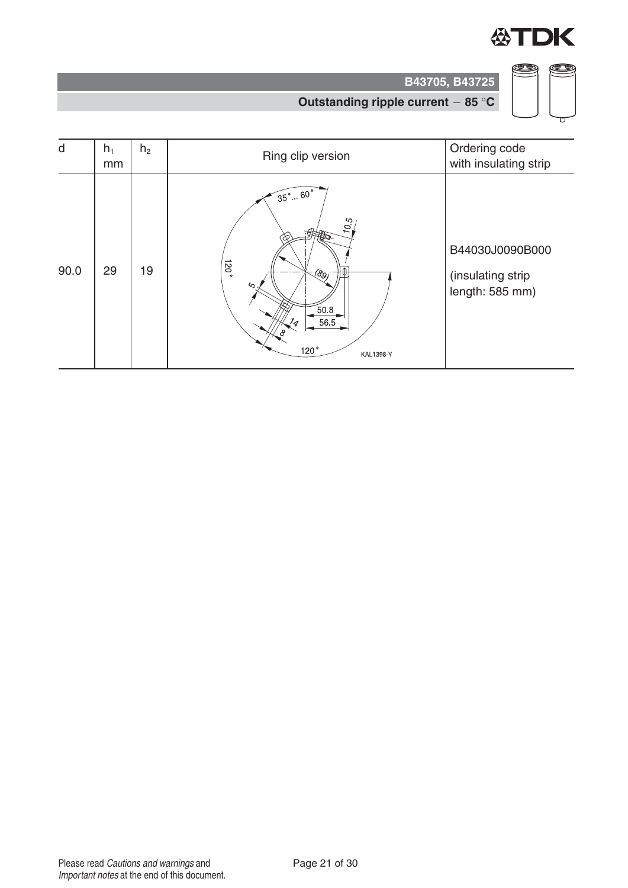| d | $h_1$ mm | $h_2$ | Ring clip version | Ordering code with insulating strip |
|---|---|---|---|---|
| 90.0 | 29 | 19 | 35°... 60°, 10.5, 120°, 5, (89), 50.8, 56.5, 14, 8, 120°, KAL1398-Y | B44030J0090B000 (insulating strip length: 585 mm) |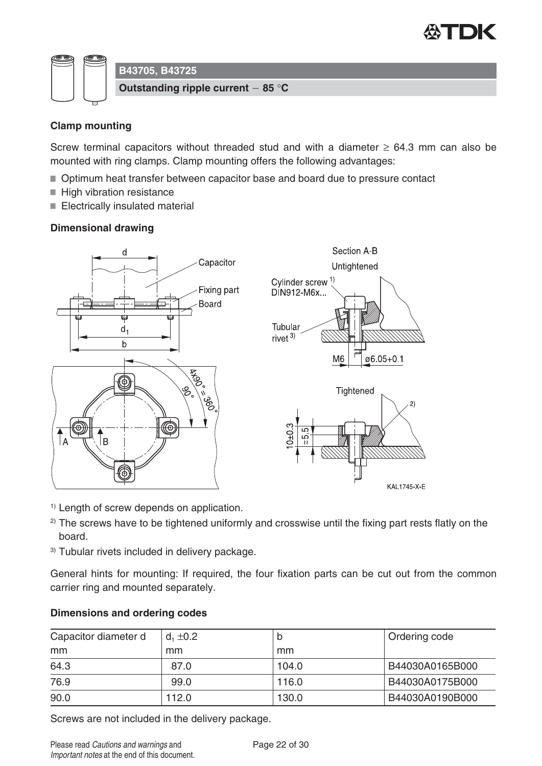## B43705, B43725

**Outstanding ripple current − 85 °C**

### Clamp mounting

Screw terminal capacitors without threaded stud and with a diameter ≥ 64.3 mm can also be mounted with ring clamps. Clamp mounting offers the following advantages:

- Optimum heat transfer between capacitor base and board due to pressure contact
- High vibration resistance
- Electrically insulated material

### Dimensional drawing

[1] Length of screw depends on application.

[2] The screws have to be tightened uniformly and crosswise until the fixing part rests flatly on the board.

[3] Tubular rivets included in delivery package.

General hints for mounting: If required, the four fixation parts can be cut out from the common carrier ring and mounted separately.

### Dimensions and ordering codes

| Capacitor diameter d mm | $d_1$ ±0.2 mm | b mm | Ordering code |
|---|---|---|---|
| 64.3 | 87.0 | 104.0 | B44030A0165B000 |
| 76.9 | 99.0 | 116.0 | B44030A0175B000 |
| 90.0 | 112.0 | 130.0 | B44030A0190B000 |

Screws are not included in the delivery package.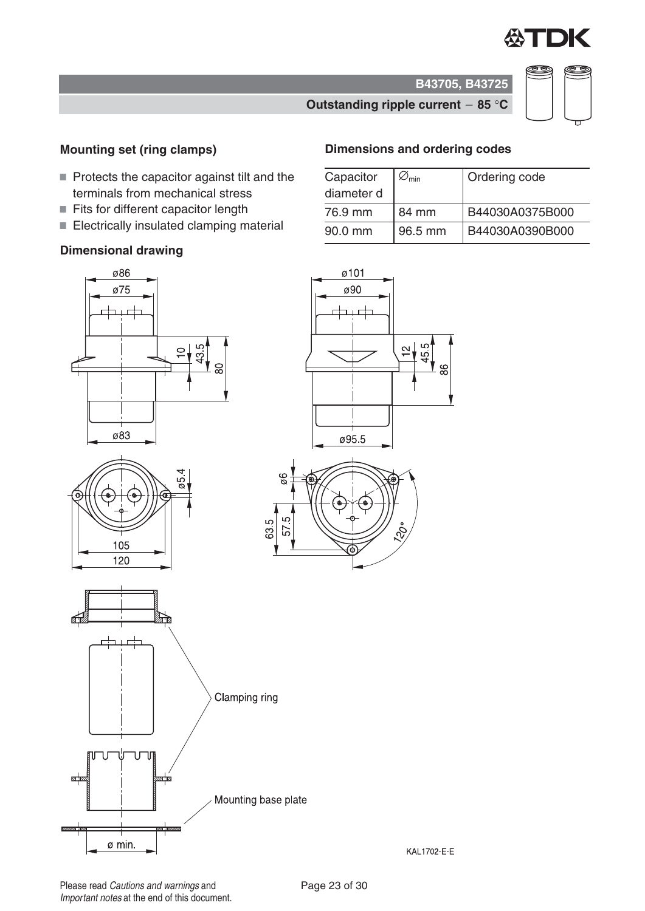## Mounting set (ring clamps)

- Protects the capacitor against tilt and the terminals from mechanical stress
- Fits for different capacitor length
- Electrically insulated clamping material

## Dimensions and ordering codes

| Capacitor diameter d | $\varnothing_{min}$ | Ordering code |
|---|---|---|
| 76.9 mm | 84 mm | B44030A0375B000 |
| 90.0 mm | 96.5 mm | B44030A0390B000 |

### Dimensional drawing

ø86
ø75
10
43.5
80
ø83
ø5.4
105
120

ø101
ø90
12
45.5
86
ø95.5
ø6
63.5
57.5
120°

Clamping ring

Mounting base plate

ø min.

KAL1702-E-E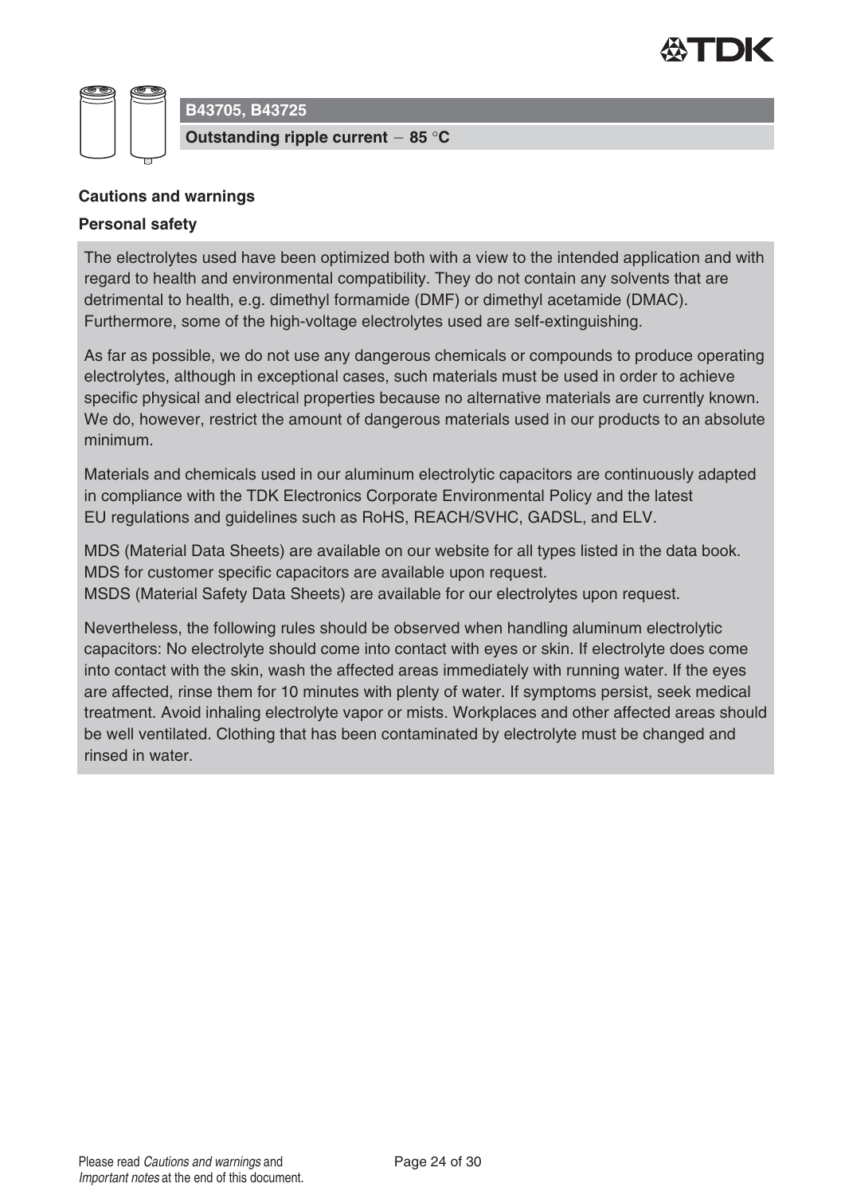## Cautions and warnings

### Personal safety

The electrolytes used have been optimized both with a view to the intended application and with regard to health and environmental compatibility. They do not contain any solvents that are detrimental to health, e.g. dimethyl formamide (DMF) or dimethyl acetamide (DMAC). Furthermore, some of the high-voltage electrolytes used are self-extinguishing.

As far as possible, we do not use any dangerous chemicals or compounds to produce operating electrolytes, although in exceptional cases, such materials must be used in order to achieve specific physical and electrical properties because no alternative materials are currently known. We do, however, restrict the amount of dangerous materials used in our products to an absolute minimum.

Materials and chemicals used in our aluminum electrolytic capacitors are continuously adapted in compliance with the TDK Electronics Corporate Environmental Policy and the latest EU regulations and guidelines such as RoHS, REACH/SVHC, GADSL, and ELV.

MDS (Material Data Sheets) are available on our website for all types listed in the data book. MDS for customer specific capacitors are available upon request.
MSDS (Material Safety Data Sheets) are available for our electrolytes upon request.

Nevertheless, the following rules should be observed when handling aluminum electrolytic capacitors: No electrolyte should come into contact with eyes or skin. If electrolyte does come into contact with the skin, wash the affected areas immediately with running water. If the eyes are affected, rinse them for 10 minutes with plenty of water. If symptoms persist, seek medical treatment. Avoid inhaling electrolyte vapor or mists. Workplaces and other affected areas should be well ventilated. Clothing that has been contaminated by electrolyte must be changed and rinsed in water.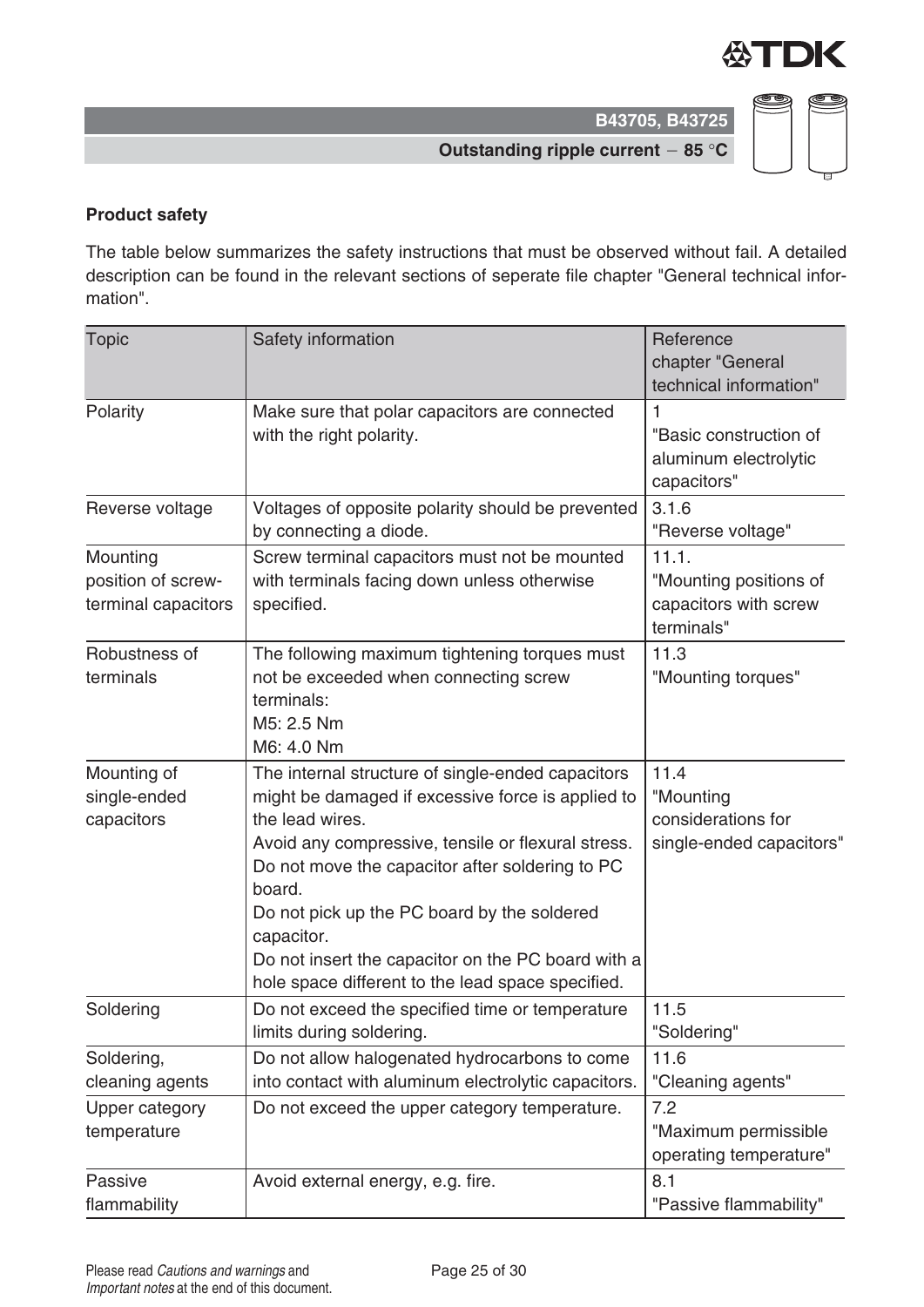### Product safety

The table below summarizes the safety instructions that must be observed without fail. A detailed description can be found in the relevant sections of seperate file chapter "General technical information".

| Topic | Safety information | Reference chapter "General technical information" |
|---|---|---|
| Polarity | Make sure that polar capacitors are connected with the right polarity. | 1 "Basic construction of aluminum electrolytic capacitors" |
| Reverse voltage | Voltages of opposite polarity should be prevented by connecting a diode. | 3.1.6 "Reverse voltage" |
| Mounting position of screw-terminal capacitors | Screw terminal capacitors must not be mounted with terminals facing down unless otherwise specified. | 11.1. "Mounting positions of capacitors with screw terminals" |
| Robustness of terminals | The following maximum tightening torques must not be exceeded when connecting screw terminals: M5: 2.5 Nm M6: 4.0 Nm | 11.3 "Mounting torques" |
| Mounting of single-ended capacitors | The internal structure of single-ended capacitors might be damaged if excessive force is applied to the lead wires. Avoid any compressive, tensile or flexural stress. Do not move the capacitor after soldering to PC board. Do not pick up the PC board by the soldered capacitor. Do not insert the capacitor on the PC board with a hole space different to the lead space specified. | 11.4 "Mounting considerations for single-ended capacitors" |
| Soldering | Do not exceed the specified time or temperature limits during soldering. | 11.5 "Soldering" |
| Soldering, cleaning agents | Do not allow halogenated hydrocarbons to come into contact with aluminum electrolytic capacitors. | 11.6 "Cleaning agents" |
| Upper category temperature | Do not exceed the upper category temperature. | 7.2 "Maximum permissible operating temperature" |
| Passive flammability | Avoid external energy, e.g. fire. | 8.1 "Passive flammability" |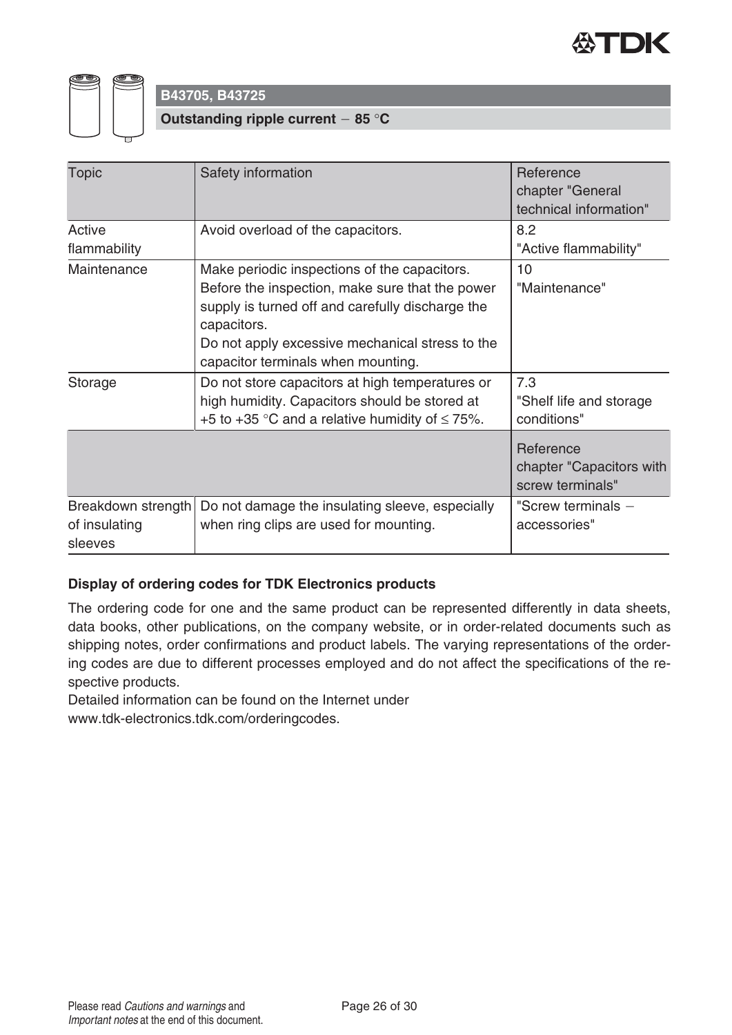| Topic | Safety information | Reference chapter "General technical information" |
|---|---|---|
| Active flammability | Avoid overload of the capacitors. | 8.2 "Active flammability" |
| Maintenance | Make periodic inspections of the capacitors. Before the inspection, make sure that the power supply is turned off and carefully discharge the capacitors. Do not apply excessive mechanical stress to the capacitor terminals when mounting. | 10 "Maintenance" |
| Storage | Do not store capacitors at high temperatures or high humidity. Capacitors should be stored at +5 to +35 °C and a relative humidity of ≤ 75%. | 7.3 "Shelf life and storage conditions" |
| | | Reference chapter "Capacitors with screw terminals" |
| Breakdown strength of insulating sleeves | Do not damage the insulating sleeve, especially when ring clips are used for mounting. | "Screw terminals − accessories" |

**Display of ordering codes for TDK Electronics products**

The ordering code for one and the same product can be represented differently in data sheets, data books, other publications, on the company website, or in order-related documents such as shipping notes, order confirmations and product labels. The varying representations of the ordering codes are due to different processes employed and do not affect the specifications of the respective products.

Detailed information can be found on the Internet under www.tdk-electronics.tdk.com/orderingcodes.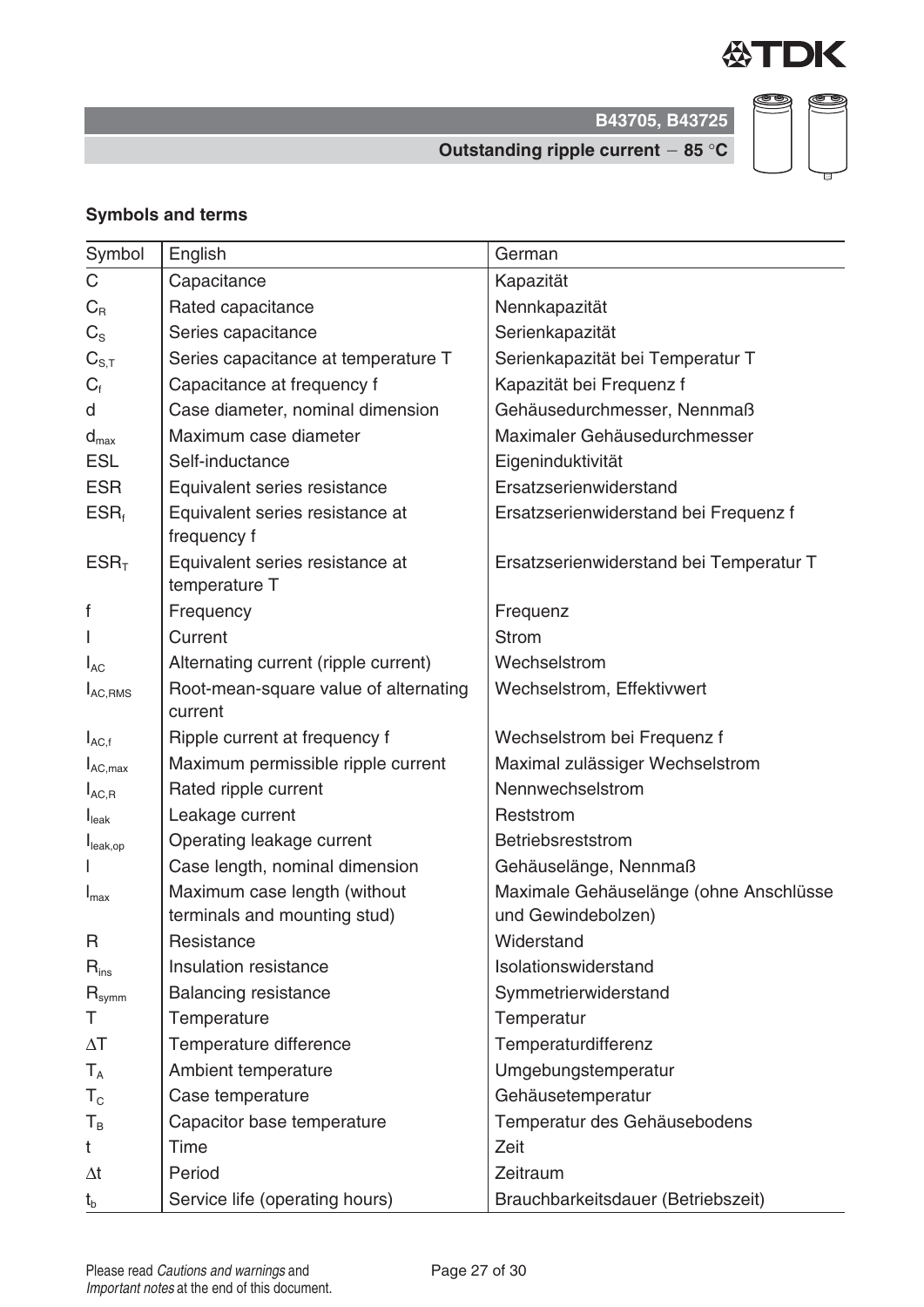## Symbols and terms

| Symbol | English | German |
|---|---|---|
| C | Capacitance | Kapazität |
| $C_R$ | Rated capacitance | Nennkapazität |
| $C_S$ | Series capacitance | Serienkapazität |
| $C_{S,T}$ | Series capacitance at temperature T | Serienkapazität bei Temperatur T |
| $C_f$ | Capacitance at frequency f | Kapazität bei Frequenz f |
| d | Case diameter, nominal dimension | Gehäusedurchmesser, Nennmaß |
| $d_{max}$ | Maximum case diameter | Maximaler Gehäusedurchmesser |
| ESL | Self-inductance | Eigeninduktivität |
| ESR | Equivalent series resistance | Ersatzserienwiderstand |
| $ESR_f$ | Equivalent series resistance at frequency f | Ersatzserienwiderstand bei Frequenz f |
| $ESR_T$ | Equivalent series resistance at temperature T | Ersatzserienwiderstand bei Temperatur T |
| f | Frequency | Frequenz |
| I | Current | Strom |
| $I_{AC}$ | Alternating current (ripple current) | Wechselstrom |
| $I_{AC,RMS}$ | Root-mean-square value of alternating current | Wechselstrom, Effektivwert |
| $I_{AC,f}$ | Ripple current at frequency f | Wechselstrom bei Frequenz f |
| $I_{AC,max}$ | Maximum permissible ripple current | Maximal zulässiger Wechselstrom |
| $I_{AC,R}$ | Rated ripple current | Nennwechselstrom |
| $I_{leak}$ | Leakage current | Reststrom |
| $I_{leak,op}$ | Operating leakage current | Betriebsreststrom |
| l | Case length, nominal dimension | Gehäuselänge, Nennmaß |
| $l_{max}$ | Maximum case length (without terminals and mounting stud) | Maximale Gehäuselänge (ohne Anschlüsse und Gewindebolzen) |
| R | Resistance | Widerstand |
| $R_{ins}$ | Insulation resistance | Isolationswiderstand |
| $R_{symm}$ | Balancing resistance | Symmetrierwiderstand |
| T | Temperature | Temperatur |
| $\Delta T$ | Temperature difference | Temperaturdifferenz |
| $T_A$ | Ambient temperature | Umgebungstemperatur |
| $T_C$ | Case temperature | Gehäusetemperatur |
| $T_B$ | Capacitor base temperature | Temperatur des Gehäusebodens |
| t | Time | Zeit |
| $\Delta t$ | Period | Zeitraum |
| $t_b$ | Service life (operating hours) | Brauchbarkeitsdauer (Betriebszeit) |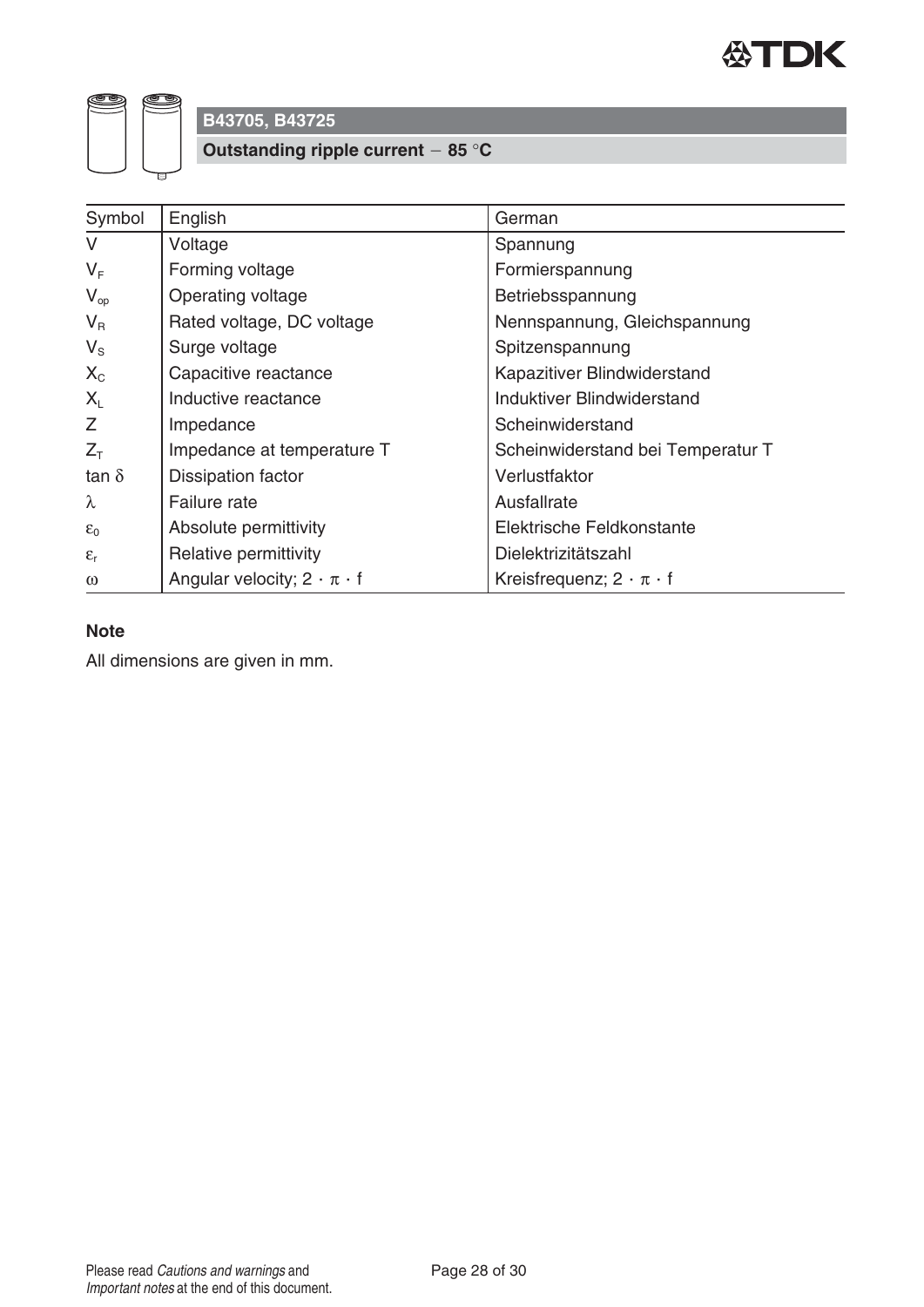## B43705, B43725

### Outstanding ripple current − 85 °C

| Symbol | English | German |
|---|---|---|
| $V$ | Voltage | Spannung |
| $V_F$ | Forming voltage | Formierspannung |
| $V_{op}$ | Operating voltage | Betriebsspannung |
| $V_R$ | Rated voltage, DC voltage | Nennspannung, Gleichspannung |
| $V_S$ | Surge voltage | Spitzenspannung |
| $X_C$ | Capacitive reactance | Kapazitiver Blindwiderstand |
| $X_L$ | Inductive reactance | Induktiver Blindwiderstand |
| $Z$ | Impedance | Scheinwiderstand |
| $Z_T$ | Impedance at temperature T | Scheinwiderstand bei Temperatur T |
| $\tan \delta$ | Dissipation factor | Verlustfaktor |
| $\lambda$ | Failure rate | Ausfallrate |
| $\varepsilon_0$ | Absolute permittivity | Elektrische Feldkonstante |
| $\varepsilon_r$ | Relative permittivity | Dielektrizitätszahl |
| $\omega$ | Angular velocity; $2 \cdot \pi \cdot f$ | Kreisfrequenz; $2 \cdot \pi \cdot f$ |

**Note**

All dimensions are given in mm.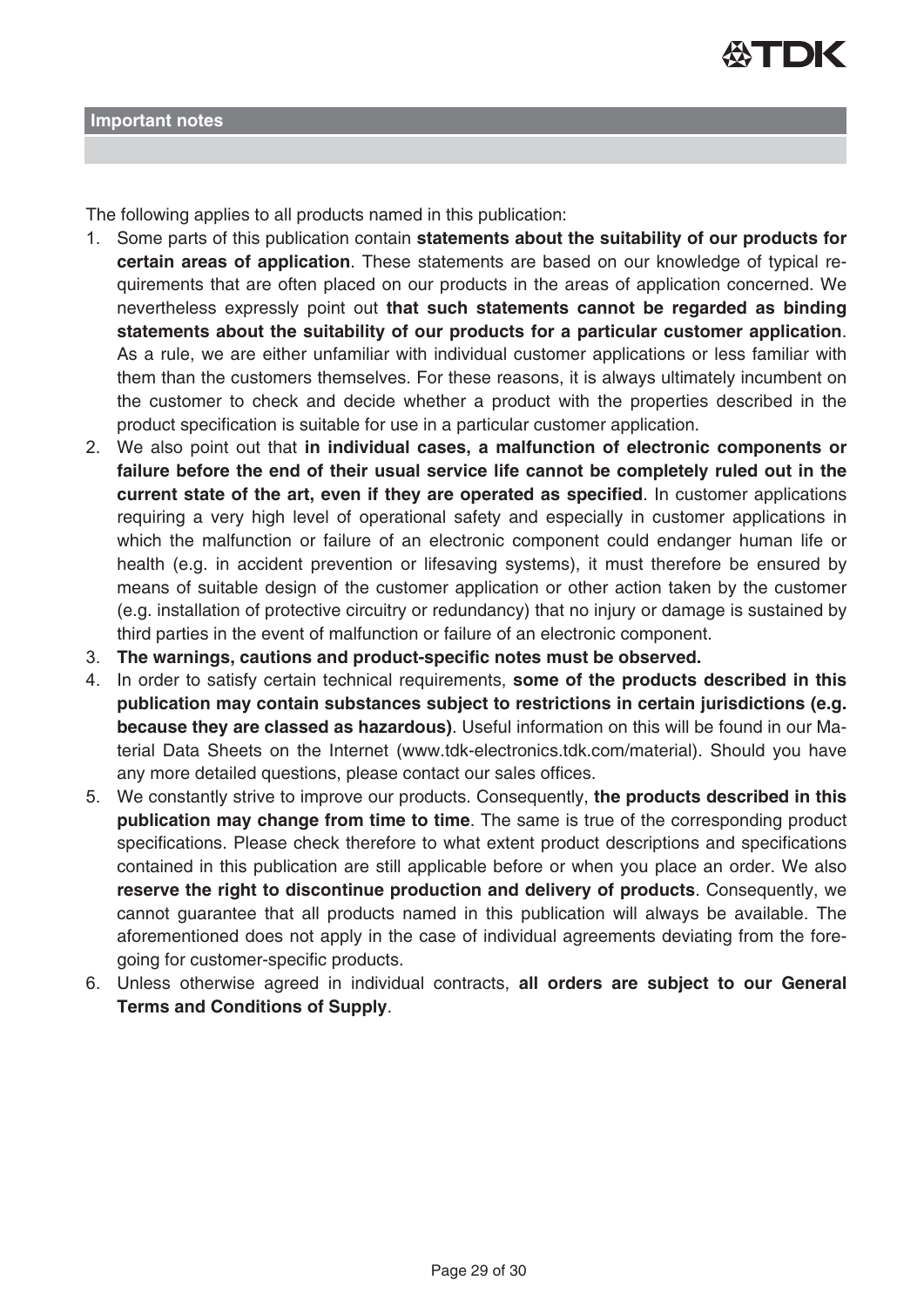## Important notes

The following applies to all products named in this publication:

1. Some parts of this publication contain **statements about the suitability of our products for certain areas of application**. These statements are based on our knowledge of typical requirements that are often placed on our products in the areas of application concerned. We nevertheless expressly point out **that such statements cannot be regarded as binding statements about the suitability of our products for a particular customer application**. As a rule, we are either unfamiliar with individual customer applications or less familiar with them than the customers themselves. For these reasons, it is always ultimately incumbent on the customer to check and decide whether a product with the properties described in the product specification is suitable for use in a particular customer application.
2. We also point out that **in individual cases, a malfunction of electronic components or failure before the end of their usual service life cannot be completely ruled out in the current state of the art, even if they are operated as specified**. In customer applications requiring a very high level of operational safety and especially in customer applications in which the malfunction or failure of an electronic component could endanger human life or health (e.g. in accident prevention or lifesaving systems), it must therefore be ensured by means of suitable design of the customer application or other action taken by the customer (e.g. installation of protective circuitry or redundancy) that no injury or damage is sustained by third parties in the event of malfunction or failure of an electronic component.
3. **The warnings, cautions and product-specific notes must be observed.**
4. In order to satisfy certain technical requirements, **some of the products described in this publication may contain substances subject to restrictions in certain jurisdictions (e.g. because they are classed as hazardous)**. Useful information on this will be found in our Material Data Sheets on the Internet (www.tdk-electronics.tdk.com/material). Should you have any more detailed questions, please contact our sales offices.
5. We constantly strive to improve our products. Consequently, **the products described in this publication may change from time to time**. The same is true of the corresponding product specifications. Please check therefore to what extent product descriptions and specifications contained in this publication are still applicable before or when you place an order. We also **reserve the right to discontinue production and delivery of products**. Consequently, we cannot guarantee that all products named in this publication will always be available. The aforementioned does not apply in the case of individual agreements deviating from the foregoing for customer-specific products.
6. Unless otherwise agreed in individual contracts, **all orders are subject to our General Terms and Conditions of Supply**.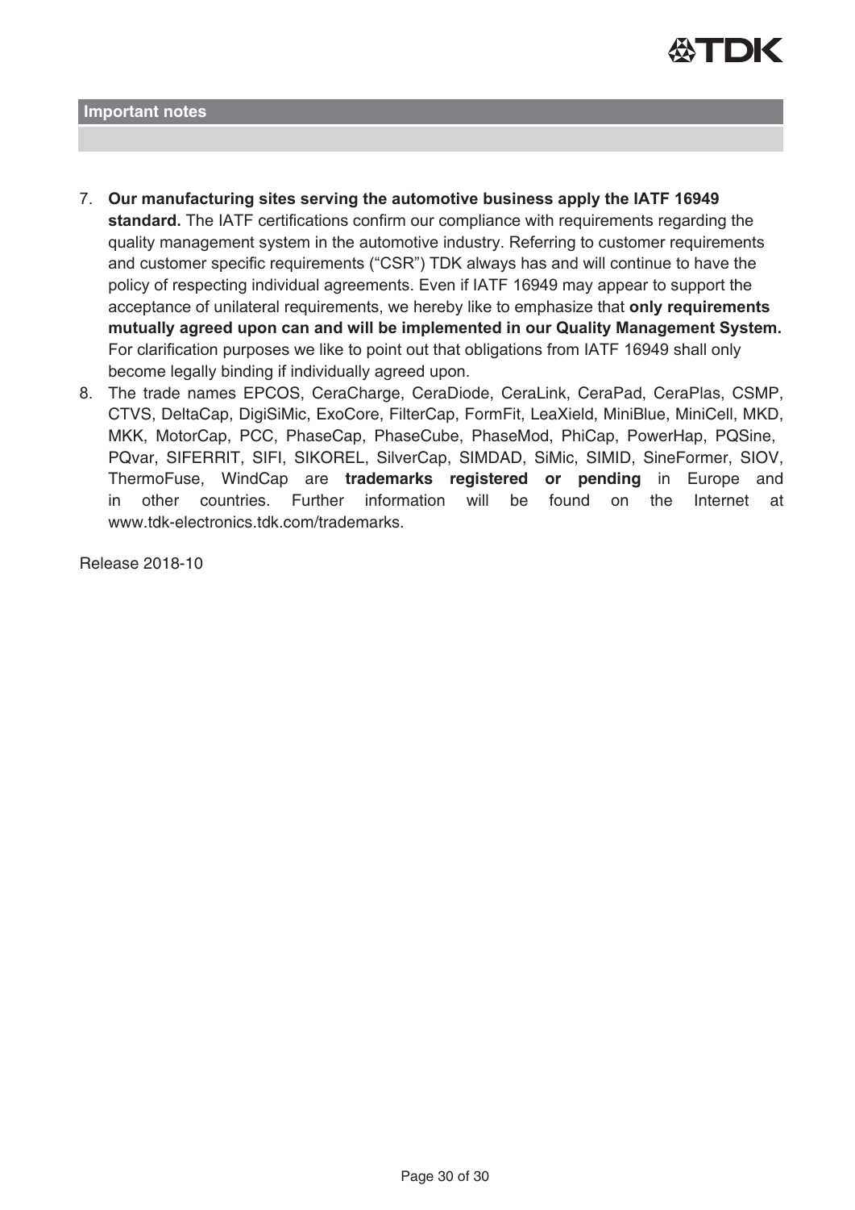## Important notes

7. **Our manufacturing sites serving the automotive business apply the IATF 16949 standard.** The IATF certifications confirm our compliance with requirements regarding the quality management system in the automotive industry. Referring to customer requirements and customer specific requirements ("CSR") TDK always has and will continue to have the policy of respecting individual agreements. Even if IATF 16949 may appear to support the acceptance of unilateral requirements, we hereby like to emphasize that **only requirements mutually agreed upon can and will be implemented in our Quality Management System.** For clarification purposes we like to point out that obligations from IATF 16949 shall only become legally binding if individually agreed upon.
8. The trade names EPCOS, CeraCharge, CeraDiode, CeraLink, CeraPad, CeraPlas, CSMP, CTVS, DeltaCap, DigiSiMic, ExoCore, FilterCap, FormFit, LeaXield, MiniBlue, MiniCell, MKD, MKK, MotorCap, PCC, PhaseCap, PhaseCube, PhaseMod, PhiCap, PowerHap, PQSine, PQvar, SIFERRIT, SIFI, SIKOREL, SilverCap, SIMDAD, SiMic, SIMID, SineFormer, SIOV, ThermoFuse, WindCap are **trademarks registered or pending** in Europe and in other countries. Further information will be found on the Internet at www.tdk-electronics.tdk.com/trademarks.

Release 2018-10